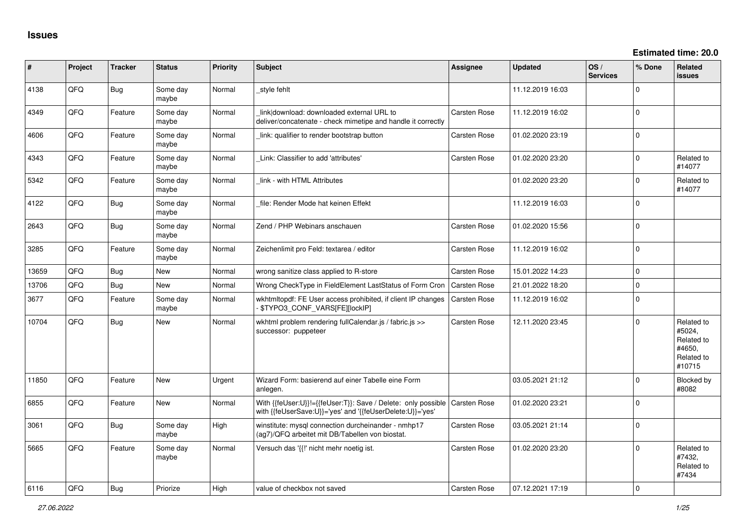# Issues

**Estimated time: 20.0**

| # | Project | Tracker | Status | Priority | Subject | Assignee | Updated | OS / Services | % Done | Related issues |
|---|---|---|---|---|---|---|---|---|---|---|
| 4138 | QFQ | Bug | Some day maybe | Normal | _style fehlt | | 11.12.2019 16:03 | | 0 | |
| 4349 | QFQ | Feature | Some day maybe | Normal | _link\|download: downloaded external URL to deliver/concatenate - check mimetipe and handle it correctly | Carsten Rose | 11.12.2019 16:02 | | 0 | |
| 4606 | QFQ | Feature | Some day maybe | Normal | _link: qualifier to render bootstrap button | Carsten Rose | 01.02.2020 23:19 | | 0 | |
| 4343 | QFQ | Feature | Some day maybe | Normal | _Link: Classifier to add 'attributes' | Carsten Rose | 01.02.2020 23:20 | | 0 | Related to #14077 |
| 5342 | QFQ | Feature | Some day maybe | Normal | _link - with HTML Attributes | | 01.02.2020 23:20 | | 0 | Related to #14077 |
| 4122 | QFQ | Bug | Some day maybe | Normal | _file: Render Mode hat keinen Effekt | | 11.12.2019 16:03 | | 0 | |
| 2643 | QFQ | Bug | Some day maybe | Normal | Zend / PHP Webinars anschauen | Carsten Rose | 01.02.2020 15:56 | | 0 | |
| 3285 | QFQ | Feature | Some day maybe | Normal | Zeichenlimit pro Feld: textarea / editor | Carsten Rose | 11.12.2019 16:02 | | 0 | |
| 13659 | QFQ | Bug | New | Normal | wrong sanitize class applied to R-store | Carsten Rose | 15.01.2022 14:23 | | 0 | |
| 13706 | QFQ | Bug | New | Normal | Wrong CheckType in FieldElement LastStatus of Form Cron | Carsten Rose | 21.01.2022 18:20 | | 0 | |
| 3677 | QFQ | Feature | Some day maybe | Normal | wkhtmltopdf: FE User access prohibited, if client IP changes - $TYPO3_CONF_VARS[FE][lockIP] | Carsten Rose | 11.12.2019 16:02 | | 0 | |
| 10704 | QFQ | Bug | New | Normal | wkhtml problem rendering fullCalendar.js / fabric.js >> successor: puppeteer | Carsten Rose | 12.11.2020 23:45 | | 0 | Related to #5024, Related to #4650, Related to #10715 |
| 11850 | QFQ | Feature | New | Urgent | Wizard Form: basierend auf einer Tabelle eine Form anlegen. | | 03.05.2021 21:12 | | 0 | Blocked by #8082 |
| 6855 | QFQ | Feature | New | Normal | With {{feUser:U}}!={{feUser:T}}: Save / Delete: only possible with {{feUserSave:U}}='yes' and '{{feUserDelete:U}}='yes' | Carsten Rose | 01.02.2020 23:21 | | 0 | |
| 3061 | QFQ | Bug | Some day maybe | High | winstitute: mysql connection durcheinander - nmhp17 (ag7)/QFQ arbeitet mit DB/Tabellen von biostat. | Carsten Rose | 03.05.2021 21:14 | | 0 | |
| 5665 | QFQ | Feature | Some day maybe | Normal | Versuch das '{{!' nicht mehr noetig ist. | Carsten Rose | 01.02.2020 23:20 | | 0 | Related to #7432, Related to #7434 |
| 6116 | QFQ | Bug | Priorize | High | value of checkbox not saved | Carsten Rose | 07.12.2021 17:19 | | 0 | |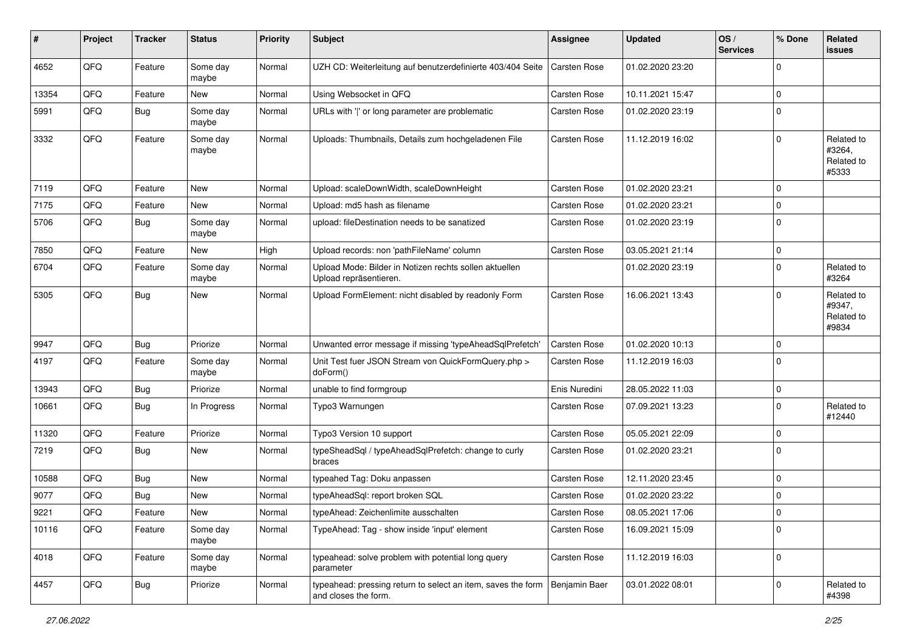| # | Project | Tracker | Status | Priority | Subject | Assignee | Updated | OS / Services | % Done | Related issues |
|---|---|---|---|---|---|---|---|---|---|---|
| 4652 | QFQ | Feature | Some day maybe | Normal | UZH CD: Weiterleitung auf benutzerdefinierte 403/404 Seite | Carsten Rose | 01.02.2020 23:20 | | 0 | |
| 13354 | QFQ | Feature | New | Normal | Using Websocket in QFQ | Carsten Rose | 10.11.2021 15:47 | | 0 | |
| 5991 | QFQ | Bug | Some day maybe | Normal | URLs with '\|' or long parameter are problematic | Carsten Rose | 01.02.2020 23:19 | | 0 | |
| 3332 | QFQ | Feature | Some day maybe | Normal | Uploads: Thumbnails, Details zum hochgeladenen File | Carsten Rose | 11.12.2019 16:02 | | 0 | Related to #3264, Related to #5333 |
| 7119 | QFQ | Feature | New | Normal | Upload: scaleDownWidth, scaleDownHeight | Carsten Rose | 01.02.2020 23:21 | | 0 | |
| 7175 | QFQ | Feature | New | Normal | Upload: md5 hash as filename | Carsten Rose | 01.02.2020 23:21 | | 0 | |
| 5706 | QFQ | Bug | Some day maybe | Normal | upload: fileDestination needs to be sanatized | Carsten Rose | 01.02.2020 23:19 | | 0 | |
| 7850 | QFQ | Feature | New | High | Upload records: non 'pathFileName' column | Carsten Rose | 03.05.2021 21:14 | | 0 | |
| 6704 | QFQ | Feature | Some day maybe | Normal | Upload Mode: Bilder in Notizen rechts sollen aktuellen Upload repräsentieren. | | 01.02.2020 23:19 | | 0 | Related to #3264 |
| 5305 | QFQ | Bug | New | Normal | Upload FormElement: nicht disabled by readonly Form | Carsten Rose | 16.06.2021 13:43 | | 0 | Related to #9347, Related to #9834 |
| 9947 | QFQ | Bug | Priorize | Normal | Unwanted error message if missing 'typeAheadSqlPrefetch' | Carsten Rose | 01.02.2020 10:13 | | 0 | |
| 4197 | QFQ | Feature | Some day maybe | Normal | Unit Test fuer JSON Stream von QuickFormQuery.php > doForm() | Carsten Rose | 11.12.2019 16:03 | | 0 | |
| 13943 | QFQ | Bug | Priorize | Normal | unable to find formgroup | Enis Nuredini | 28.05.2022 11:03 | | 0 | |
| 10661 | QFQ | Bug | In Progress | Normal | Typo3 Warnungen | Carsten Rose | 07.09.2021 13:23 | | 0 | Related to #12440 |
| 11320 | QFQ | Feature | Priorize | Normal | Typo3 Version 10 support | Carsten Rose | 05.05.2021 22:09 | | 0 | |
| 7219 | QFQ | Bug | New | Normal | typeSheadSql / typeAheadSqlPrefetch: change to curly braces | Carsten Rose | 01.02.2020 23:21 | | 0 | |
| 10588 | QFQ | Bug | New | Normal | typeahed Tag: Doku anpassen | Carsten Rose | 12.11.2020 23:45 | | 0 | |
| 9077 | QFQ | Bug | New | Normal | typeAheadSql: report broken SQL | Carsten Rose | 01.02.2020 23:22 | | 0 | |
| 9221 | QFQ | Feature | New | Normal | typeAhead: Zeichenlimite ausschalten | Carsten Rose | 08.05.2021 17:06 | | 0 | |
| 10116 | QFQ | Feature | Some day maybe | Normal | TypeAhead: Tag - show inside 'input' element | Carsten Rose | 16.09.2021 15:09 | | 0 | |
| 4018 | QFQ | Feature | Some day maybe | Normal | typeahead: solve problem with potential long query parameter | Carsten Rose | 11.12.2019 16:03 | | 0 | |
| 4457 | QFQ | Bug | Priorize | Normal | typeahead: pressing return to select an item, saves the form and closes the form. | Benjamin Baer | 03.01.2022 08:01 | | 0 | Related to #4398 |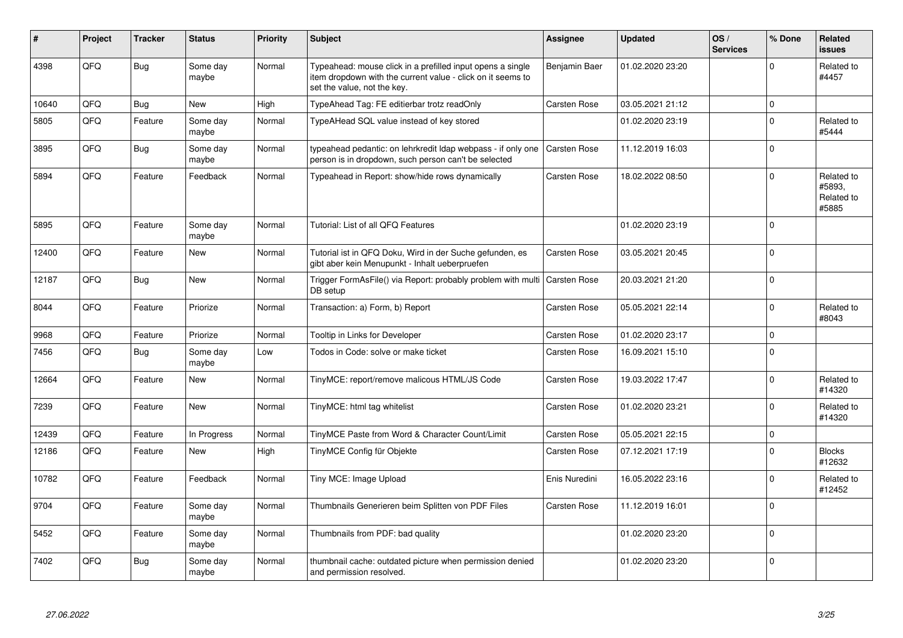| # | Project | Tracker | Status | Priority | Subject | Assignee | Updated | OS / Services | % Done | Related issues |
|---|---|---|---|---|---|---|---|---|---|---|
| 4398 | QFQ | Bug | Some day maybe | Normal | Typeahead: mouse click in a prefilled input opens a single item dropdown with the current value - click on it seems to set the value, not the key. | Benjamin Baer | 01.02.2020 23:20 | | 0 | Related to #4457 |
| 10640 | QFQ | Bug | New | High | TypeAhead Tag: FE editierbar trotz readOnly | Carsten Rose | 03.05.2021 21:12 | | 0 | |
| 5805 | QFQ | Feature | Some day maybe | Normal | TypeAHead SQL value instead of key stored | | 01.02.2020 23:19 | | 0 | Related to #5444 |
| 3895 | QFQ | Bug | Some day maybe | Normal | typeahead pedantic: on lehrkredit ldap webpass - if only one person is in dropdown, such person can't be selected | Carsten Rose | 11.12.2019 16:03 | | 0 | |
| 5894 | QFQ | Feature | Feedback | Normal | Typeahead in Report: show/hide rows dynamically | Carsten Rose | 18.02.2022 08:50 | | 0 | Related to #5893, Related to #5885 |
| 5895 | QFQ | Feature | Some day maybe | Normal | Tutorial: List of all QFQ Features | | 01.02.2020 23:19 | | 0 | |
| 12400 | QFQ | Feature | New | Normal | Tutorial ist in QFQ Doku, Wird in der Suche gefunden, es gibt aber kein Menupunkt - Inhalt ueberpruefen | Carsten Rose | 03.05.2021 20:45 | | 0 | |
| 12187 | QFQ | Bug | New | Normal | Trigger FormAsFile() via Report: probably problem with multi DB setup | Carsten Rose | 20.03.2021 21:20 | | 0 | |
| 8044 | QFQ | Feature | Priorize | Normal | Transaction: a) Form, b) Report | Carsten Rose | 05.05.2021 22:14 | | 0 | Related to #8043 |
| 9968 | QFQ | Feature | Priorize | Normal | Tooltip in Links for Developer | Carsten Rose | 01.02.2020 23:17 | | 0 | |
| 7456 | QFQ | Bug | Some day maybe | Low | Todos in Code: solve or make ticket | Carsten Rose | 16.09.2021 15:10 | | 0 | |
| 12664 | QFQ | Feature | New | Normal | TinyMCE: report/remove malicous HTML/JS Code | Carsten Rose | 19.03.2022 17:47 | | 0 | Related to #14320 |
| 7239 | QFQ | Feature | New | Normal | TinyMCE: html tag whitelist | Carsten Rose | 01.02.2020 23:21 | | 0 | Related to #14320 |
| 12439 | QFQ | Feature | In Progress | Normal | TinyMCE Paste from Word & Character Count/Limit | Carsten Rose | 05.05.2021 22:15 | | 0 | |
| 12186 | QFQ | Feature | New | High | TinyMCE Config für Objekte | Carsten Rose | 07.12.2021 17:19 | | 0 | Blocks #12632 |
| 10782 | QFQ | Feature | Feedback | Normal | Tiny MCE: Image Upload | Enis Nuredini | 16.05.2022 23:16 | | 0 | Related to #12452 |
| 9704 | QFQ | Feature | Some day maybe | Normal | Thumbnails Generieren beim Splitten von PDF Files | Carsten Rose | 11.12.2019 16:01 | | 0 | |
| 5452 | QFQ | Feature | Some day maybe | Normal | Thumbnails from PDF: bad quality | | 01.02.2020 23:20 | | 0 | |
| 7402 | QFQ | Bug | Some day maybe | Normal | thumbnail cache: outdated picture when permission denied and permission resolved. | | 01.02.2020 23:20 | | 0 | |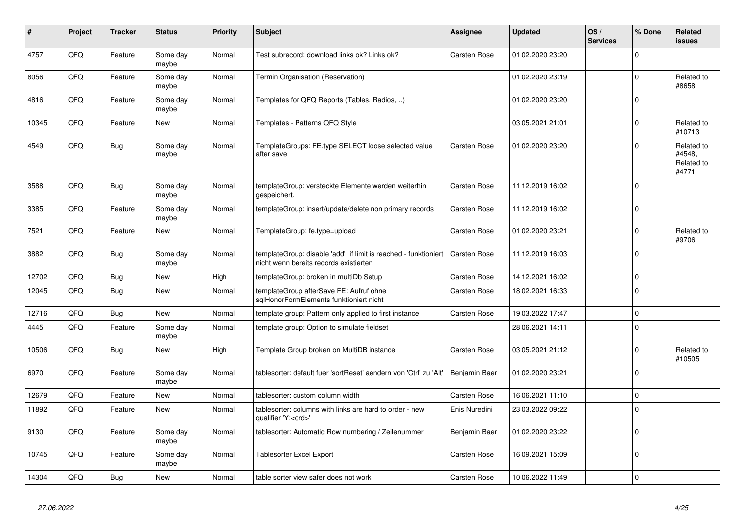| # | Project | Tracker | Status | Priority | Subject | Assignee | Updated | OS / Services | % Done | Related issues |
|---|---|---|---|---|---|---|---|---|---|---|
| 4757 | QFQ | Feature | Some day maybe | Normal | Test subrecord: download links ok? Links ok? | Carsten Rose | 01.02.2020 23:20 | | 0 | |
| 8056 | QFQ | Feature | Some day maybe | Normal | Termin Organisation (Reservation) | | 01.02.2020 23:19 | | 0 | Related to #8658 |
| 4816 | QFQ | Feature | Some day maybe | Normal | Templates for QFQ Reports (Tables, Radios, ..) | | 01.02.2020 23:20 | | 0 | |
| 10345 | QFQ | Feature | New | Normal | Templates - Patterns QFQ Style | | 03.05.2021 21:01 | | 0 | Related to #10713 |
| 4549 | QFQ | Bug | Some day maybe | Normal | TemplateGroups: FE.type SELECT loose selected value after save | Carsten Rose | 01.02.2020 23:20 | | 0 | Related to #4548, Related to #4771 |
| 3588 | QFQ | Bug | Some day maybe | Normal | templateGroup: versteckte Elemente werden weiterhin gespeichert. | Carsten Rose | 11.12.2019 16:02 | | 0 | |
| 3385 | QFQ | Feature | Some day maybe | Normal | templateGroup: insert/update/delete non primary records | Carsten Rose | 11.12.2019 16:02 | | 0 | |
| 7521 | QFQ | Feature | New | Normal | TemplateGroup: fe.type=upload | Carsten Rose | 01.02.2020 23:21 | | 0 | Related to #9706 |
| 3882 | QFQ | Bug | Some day maybe | Normal | templateGroup: disable 'add' if limit is reached - funktioniert nicht wenn bereits records existierten | Carsten Rose | 11.12.2019 16:03 | | 0 | |
| 12702 | QFQ | Bug | New | High | templateGroup: broken in multiDb Setup | Carsten Rose | 14.12.2021 16:02 | | 0 | |
| 12045 | QFQ | Bug | New | Normal | templateGroup afterSave FE: Aufruf ohne sqlHonorFormElements funktioniert nicht | Carsten Rose | 18.02.2021 16:33 | | 0 | |
| 12716 | QFQ | Bug | New | Normal | template group: Pattern only applied to first instance | Carsten Rose | 19.03.2022 17:47 | | 0 | |
| 4445 | QFQ | Feature | Some day maybe | Normal | template group: Option to simulate fieldset | | 28.06.2021 14:11 | | 0 | |
| 10506 | QFQ | Bug | New | High | Template Group broken on MultiDB instance | Carsten Rose | 03.05.2021 21:12 | | 0 | Related to #10505 |
| 6970 | QFQ | Feature | Some day maybe | Normal | tablesorter: default fuer 'sortReset' aendern von 'Ctrl' zu 'Alt' | Benjamin Baer | 01.02.2020 23:21 | | 0 | |
| 12679 | QFQ | Feature | New | Normal | tablesorter: custom column width | Carsten Rose | 16.06.2021 11:10 | | 0 | |
| 11892 | QFQ | Feature | New | Normal | tablesorter: columns with links are hard to order - new qualifier 'Y:<ord>' | Enis Nuredini | 23.03.2022 09:22 | | 0 | |
| 9130 | QFQ | Feature | Some day maybe | Normal | tablesorter: Automatic Row numbering / Zeilenummer | Benjamin Baer | 01.02.2020 23:22 | | 0 | |
| 10745 | QFQ | Feature | Some day maybe | Normal | Tablesorter Excel Export | Carsten Rose | 16.09.2021 15:09 | | 0 | |
| 14304 | QFQ | Bug | New | Normal | table sorter view safer does not work | Carsten Rose | 10.06.2022 11:49 | | 0 | |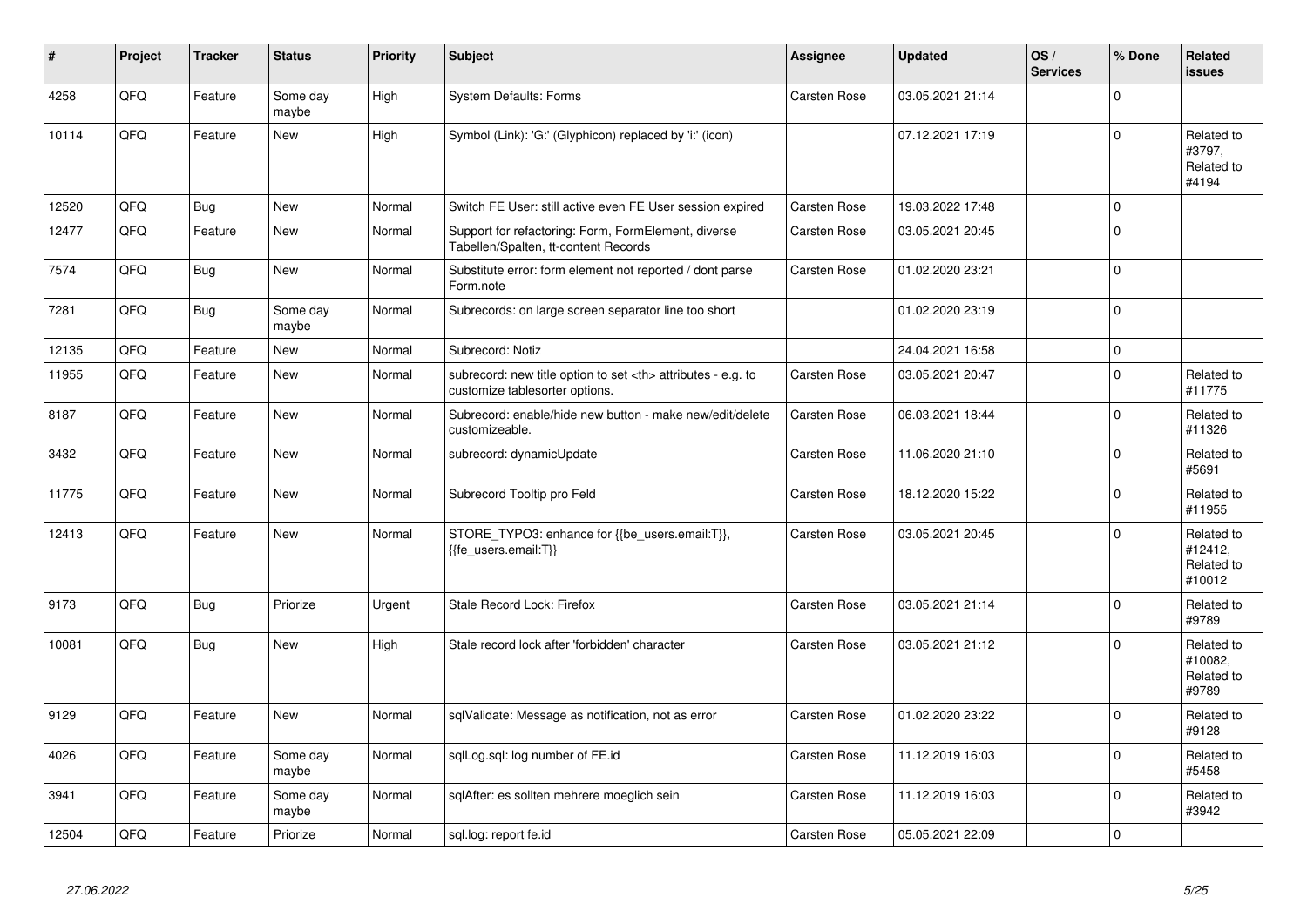| # | Project | Tracker | Status | Priority | Subject | Assignee | Updated | OS / Services | % Done | Related issues |
|---|---|---|---|---|---|---|---|---|---|---|
| 4258 | QFQ | Feature | Some day maybe | High | System Defaults: Forms | Carsten Rose | 03.05.2021 21:14 | | 0 | |
| 10114 | QFQ | Feature | New | High | Symbol (Link): 'G:' (Glyphicon) replaced by 'i:' (icon) | | 07.12.2021 17:19 | | 0 | Related to #3797, Related to #4194 |
| 12520 | QFQ | Bug | New | Normal | Switch FE User: still active even FE User session expired | Carsten Rose | 19.03.2022 17:48 | | 0 | |
| 12477 | QFQ | Feature | New | Normal | Support for refactoring: Form, FormElement, diverse Tabellen/Spalten, tt-content Records | Carsten Rose | 03.05.2021 20:45 | | 0 | |
| 7574 | QFQ | Bug | New | Normal | Substitute error: form element not reported / dont parse Form.note | Carsten Rose | 01.02.2020 23:21 | | 0 | |
| 7281 | QFQ | Bug | Some day maybe | Normal | Subrecords: on large screen separator line too short | | 01.02.2020 23:19 | | 0 | |
| 12135 | QFQ | Feature | New | Normal | Subrecord: Notiz | | 24.04.2021 16:58 | | 0 | |
| 11955 | QFQ | Feature | New | Normal | subrecord: new title option to set <th> attributes - e.g. to customize tablesorter options. | Carsten Rose | 03.05.2021 20:47 | | 0 | Related to #11775 |
| 8187 | QFQ | Feature | New | Normal | Subrecord: enable/hide new button - make new/edit/delete customizeable. | Carsten Rose | 06.03.2021 18:44 | | 0 | Related to #11326 |
| 3432 | QFQ | Feature | New | Normal | subrecord: dynamicUpdate | Carsten Rose | 11.06.2020 21:10 | | 0 | Related to #5691 |
| 11775 | QFQ | Feature | New | Normal | Subrecord Tooltip pro Feld | Carsten Rose | 18.12.2020 15:22 | | 0 | Related to #11955 |
| 12413 | QFQ | Feature | New | Normal | STORE_TYPO3: enhance for {{be_users.email:T}}, {{fe_users.email:T}} | Carsten Rose | 03.05.2021 20:45 | | 0 | Related to #12412, Related to #10012 |
| 9173 | QFQ | Bug | Priorize | Urgent | Stale Record Lock: Firefox | Carsten Rose | 03.05.2021 21:14 | | 0 | Related to #9789 |
| 10081 | QFQ | Bug | New | High | Stale record lock after 'forbidden' character | Carsten Rose | 03.05.2021 21:12 | | 0 | Related to #10082, Related to #9789 |
| 9129 | QFQ | Feature | New | Normal | sqlValidate: Message as notification, not as error | Carsten Rose | 01.02.2020 23:22 | | 0 | Related to #9128 |
| 4026 | QFQ | Feature | Some day maybe | Normal | sqlLog.sql: log number of FE.id | Carsten Rose | 11.12.2019 16:03 | | 0 | Related to #5458 |
| 3941 | QFQ | Feature | Some day maybe | Normal | sqlAfter: es sollten mehrere moeglich sein | Carsten Rose | 11.12.2019 16:03 | | 0 | Related to #3942 |
| 12504 | QFQ | Feature | Priorize | Normal | sql.log: report fe.id | Carsten Rose | 05.05.2021 22:09 | | 0 | |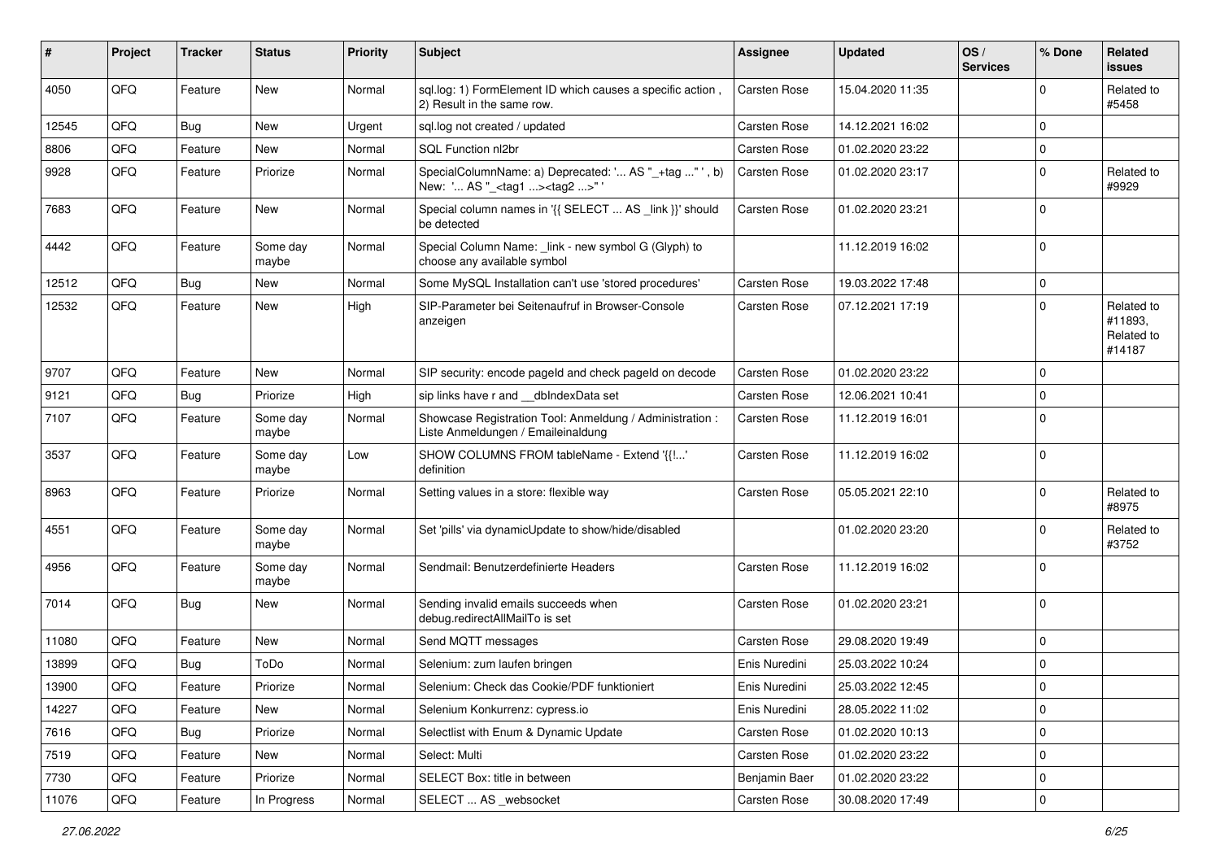| # | Project | Tracker | Status | Priority | Subject | Assignee | Updated | OS / Services | % Done | Related issues |
|---|---|---|---|---|---|---|---|---|---|---|
| 4050 | QFQ | Feature | New | Normal | sql.log: 1) FormElement ID which causes a specific action , 2) Result in the same row. | Carsten Rose | 15.04.2020 11:35 | | 0 | Related to #5458 |
| 12545 | QFQ | Bug | New | Urgent | sql.log not created / updated | Carsten Rose | 14.12.2021 16:02 | | 0 | |
| 8806 | QFQ | Feature | New | Normal | SQL Function nl2br | Carsten Rose | 01.02.2020 23:22 | | 0 | |
| 9928 | QFQ | Feature | Priorize | Normal | SpecialColumnName: a) Deprecated: '... AS "_+tag ..." ', b) New: '... AS "_<tag1 ...><tag2 ...>" ' | Carsten Rose | 01.02.2020 23:17 | | 0 | Related to #9929 |
| 7683 | QFQ | Feature | New | Normal | Special column names in '{{ SELECT ... AS _link }}' should be detected | Carsten Rose | 01.02.2020 23:21 | | 0 | |
| 4442 | QFQ | Feature | Some day maybe | Normal | Special Column Name: _link - new symbol G (Glyph) to choose any available symbol | | 11.12.2019 16:02 | | 0 | |
| 12512 | QFQ | Bug | New | Normal | Some MySQL Installation can't use 'stored procedures' | Carsten Rose | 19.03.2022 17:48 | | 0 | |
| 12532 | QFQ | Feature | New | High | SIP-Parameter bei Seitenaufruf in Browser-Console anzeigen | Carsten Rose | 07.12.2021 17:19 | | 0 | Related to #11893, Related to #14187 |
| 9707 | QFQ | Feature | New | Normal | SIP security: encode pageId and check pageId on decode | Carsten Rose | 01.02.2020 23:22 | | 0 | |
| 9121 | QFQ | Bug | Priorize | High | sip links have r and __dbIndexData set | Carsten Rose | 12.06.2021 10:41 | | 0 | |
| 7107 | QFQ | Feature | Some day maybe | Normal | Showcase Registration Tool: Anmeldung / Administration : Liste Anmeldungen / Emaileinaldung | Carsten Rose | 11.12.2019 16:01 | | 0 | |
| 3537 | QFQ | Feature | Some day maybe | Low | SHOW COLUMNS FROM tableName - Extend '{{!...' definition | Carsten Rose | 11.12.2019 16:02 | | 0 | |
| 8963 | QFQ | Feature | Priorize | Normal | Setting values in a store: flexible way | Carsten Rose | 05.05.2021 22:10 | | 0 | Related to #8975 |
| 4551 | QFQ | Feature | Some day maybe | Normal | Set 'pills' via dynamicUpdate to show/hide/disabled | | 01.02.2020 23:20 | | 0 | Related to #3752 |
| 4956 | QFQ | Feature | Some day maybe | Normal | Sendmail: Benutzerdefinierte Headers | Carsten Rose | 11.12.2019 16:02 | | 0 | |
| 7014 | QFQ | Bug | New | Normal | Sending invalid emails succeeds when debug.redirectAllMailTo is set | Carsten Rose | 01.02.2020 23:21 | | 0 | |
| 11080 | QFQ | Feature | New | Normal | Send MQTT messages | Carsten Rose | 29.08.2020 19:49 | | 0 | |
| 13899 | QFQ | Bug | ToDo | Normal | Selenium: zum laufen bringen | Enis Nuredini | 25.03.2022 10:24 | | 0 | |
| 13900 | QFQ | Feature | Priorize | Normal | Selenium: Check das Cookie/PDF funktioniert | Enis Nuredini | 25.03.2022 12:45 | | 0 | |
| 14227 | QFQ | Feature | New | Normal | Selenium Konkurrenz: cypress.io | Enis Nuredini | 28.05.2022 11:02 | | 0 | |
| 7616 | QFQ | Bug | Priorize | Normal | Selectlist with Enum & Dynamic Update | Carsten Rose | 01.02.2020 10:13 | | 0 | |
| 7519 | QFQ | Feature | New | Normal | Select: Multi | Carsten Rose | 01.02.2020 23:22 | | 0 | |
| 7730 | QFQ | Feature | Priorize | Normal | SELECT Box: title in between | Benjamin Baer | 01.02.2020 23:22 | | 0 | |
| 11076 | QFQ | Feature | In Progress | Normal | SELECT ... AS _websocket | Carsten Rose | 30.08.2020 17:49 | | 0 | |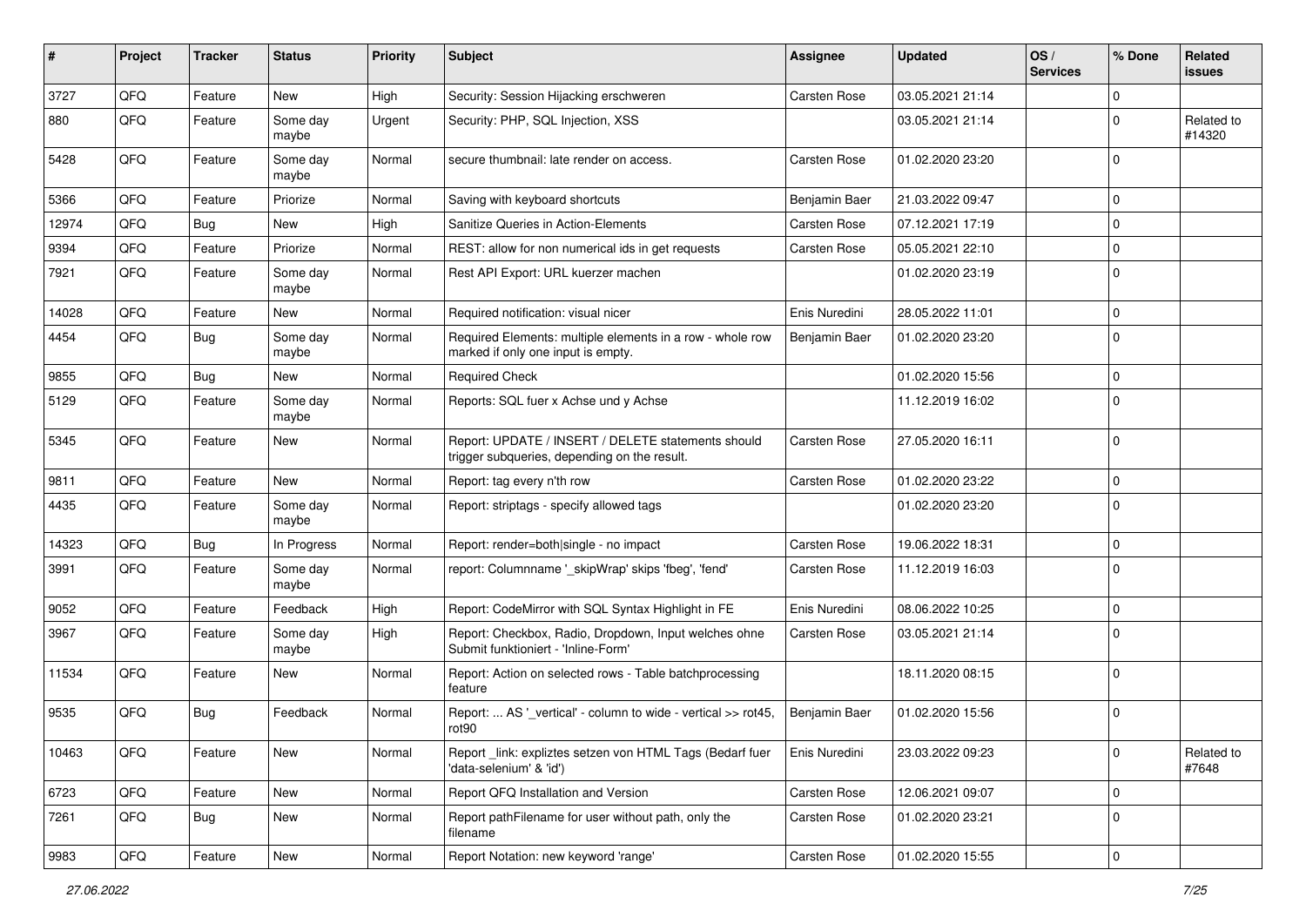| # | Project | Tracker | Status | Priority | Subject | Assignee | Updated | OS / Services | % Done | Related issues |
|---|---|---|---|---|---|---|---|---|---|---|
| 3727 | QFQ | Feature | New | High | Security: Session Hijacking erschweren | Carsten Rose | 03.05.2021 21:14 | | 0 | |
| 880 | QFQ | Feature | Some day maybe | Urgent | Security: PHP, SQL Injection, XSS | | 03.05.2021 21:14 | | 0 | Related to #14320 |
| 5428 | QFQ | Feature | Some day maybe | Normal | secure thumbnail: late render on access. | Carsten Rose | 01.02.2020 23:20 | | 0 | |
| 5366 | QFQ | Feature | Priorize | Normal | Saving with keyboard shortcuts | Benjamin Baer | 21.03.2022 09:47 | | 0 | |
| 12974 | QFQ | Bug | New | High | Sanitize Queries in Action-Elements | Carsten Rose | 07.12.2021 17:19 | | 0 | |
| 9394 | QFQ | Feature | Priorize | Normal | REST: allow for non numerical ids in get requests | Carsten Rose | 05.05.2021 22:10 | | 0 | |
| 7921 | QFQ | Feature | Some day maybe | Normal | Rest API Export: URL kuerzer machen | | 01.02.2020 23:19 | | 0 | |
| 14028 | QFQ | Feature | New | Normal | Required notification: visual nicer | Enis Nuredini | 28.05.2022 11:01 | | 0 | |
| 4454 | QFQ | Bug | Some day maybe | Normal | Required Elements: multiple elements in a row - whole row marked if only one input is empty. | Benjamin Baer | 01.02.2020 23:20 | | 0 | |
| 9855 | QFQ | Bug | New | Normal | Required Check | | 01.02.2020 15:56 | | 0 | |
| 5129 | QFQ | Feature | Some day maybe | Normal | Reports: SQL fuer x Achse und y Achse | | 11.12.2019 16:02 | | 0 | |
| 5345 | QFQ | Feature | New | Normal | Report: UPDATE / INSERT / DELETE statements should trigger subqueries, depending on the result. | Carsten Rose | 27.05.2020 16:11 | | 0 | |
| 9811 | QFQ | Feature | New | Normal | Report: tag every n'th row | Carsten Rose | 01.02.2020 23:22 | | 0 | |
| 4435 | QFQ | Feature | Some day maybe | Normal | Report: striptags - specify allowed tags | | 01.02.2020 23:20 | | 0 | |
| 14323 | QFQ | Bug | In Progress | Normal | Report: render=both\|single - no impact | Carsten Rose | 19.06.2022 18:31 | | 0 | |
| 3991 | QFQ | Feature | Some day maybe | Normal | report: Columnname '_skipWrap' skips 'fbeg', 'fend' | Carsten Rose | 11.12.2019 16:03 | | 0 | |
| 9052 | QFQ | Feature | Feedback | High | Report: CodeMirror with SQL Syntax Highlight in FE | Enis Nuredini | 08.06.2022 10:25 | | 0 | |
| 3967 | QFQ | Feature | Some day maybe | High | Report: Checkbox, Radio, Dropdown, Input welches ohne Submit funktioniert - 'Inline-Form' | Carsten Rose | 03.05.2021 21:14 | | 0 | |
| 11534 | QFQ | Feature | New | Normal | Report: Action on selected rows - Table batchprocessing feature | | 18.11.2020 08:15 | | 0 | |
| 9535 | QFQ | Bug | Feedback | Normal | Report: ... AS '_vertical' - column to wide - vertical >> rot45, rot90 | Benjamin Baer | 01.02.2020 15:56 | | 0 | |
| 10463 | QFQ | Feature | New | Normal | Report _link: expliztes setzen von HTML Tags (Bedarf fuer 'data-selenium' & 'id') | Enis Nuredini | 23.03.2022 09:23 | | 0 | Related to #7648 |
| 6723 | QFQ | Feature | New | Normal | Report QFQ Installation and Version | Carsten Rose | 12.06.2021 09:07 | | 0 | |
| 7261 | QFQ | Bug | New | Normal | Report pathFilename for user without path, only the filename | Carsten Rose | 01.02.2020 23:21 | | 0 | |
| 9983 | QFQ | Feature | New | Normal | Report Notation: new keyword 'range' | Carsten Rose | 01.02.2020 15:55 | | 0 | |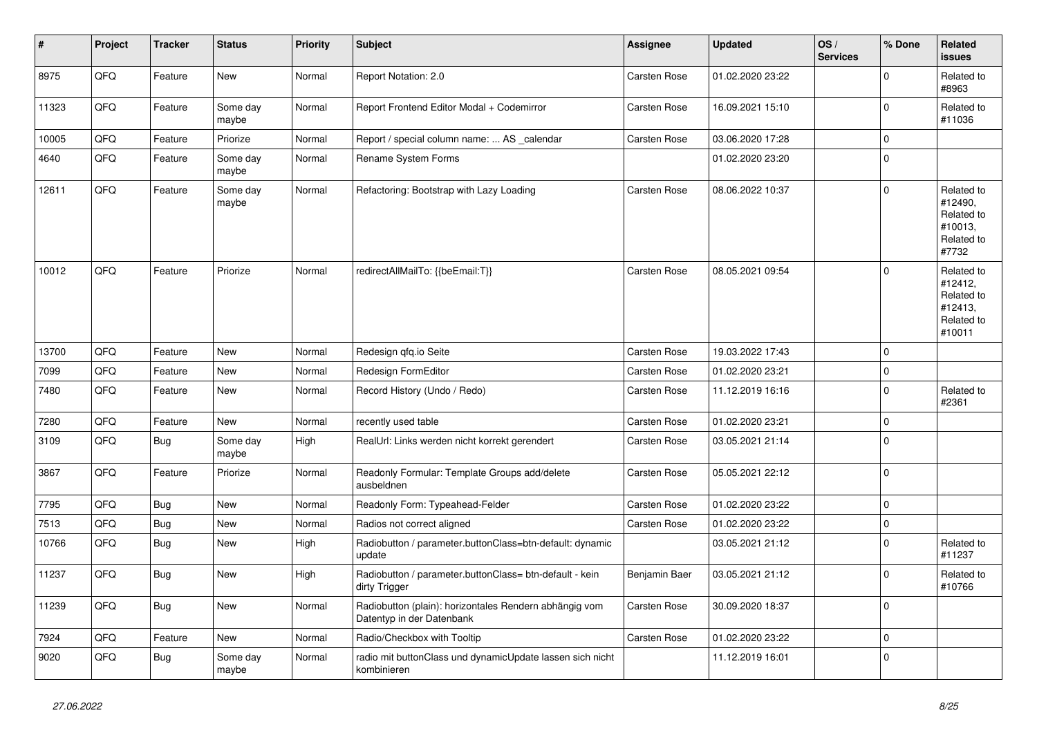| # | Project | Tracker | Status | Priority | Subject | Assignee | Updated | OS / Services | % Done | Related issues |
|---|---|---|---|---|---|---|---|---|---|---|
| 8975 | QFQ | Feature | New | Normal | Report Notation: 2.0 | Carsten Rose | 01.02.2020 23:22 | | 0 | Related to #8963 |
| 11323 | QFQ | Feature | Some day maybe | Normal | Report Frontend Editor Modal + Codemirror | Carsten Rose | 16.09.2021 15:10 | | 0 | Related to #11036 |
| 10005 | QFQ | Feature | Priorize | Normal | Report / special column name: ... AS _calendar | Carsten Rose | 03.06.2020 17:28 | | 0 | |
| 4640 | QFQ | Feature | Some day maybe | Normal | Rename System Forms | | 01.02.2020 23:20 | | 0 | |
| 12611 | QFQ | Feature | Some day maybe | Normal | Refactoring: Bootstrap with Lazy Loading | Carsten Rose | 08.06.2022 10:37 | | 0 | Related to #12490, Related to #10013, Related to #7732 |
| 10012 | QFQ | Feature | Priorize | Normal | redirectAllMailTo: {{beEmail:T}} | Carsten Rose | 08.05.2021 09:54 | | 0 | Related to #12412, Related to #12413, Related to #10011 |
| 13700 | QFQ | Feature | New | Normal | Redesign qfq.io Seite | Carsten Rose | 19.03.2022 17:43 | | 0 | |
| 7099 | QFQ | Feature | New | Normal | Redesign FormEditor | Carsten Rose | 01.02.2020 23:21 | | 0 | |
| 7480 | QFQ | Feature | New | Normal | Record History (Undo / Redo) | Carsten Rose | 11.12.2019 16:16 | | 0 | Related to #2361 |
| 7280 | QFQ | Feature | New | Normal | recently used table | Carsten Rose | 01.02.2020 23:21 | | 0 | |
| 3109 | QFQ | Bug | Some day maybe | High | RealUrl: Links werden nicht korrekt gerendert | Carsten Rose | 03.05.2021 21:14 | | 0 | |
| 3867 | QFQ | Feature | Priorize | Normal | Readonly Formular: Template Groups add/delete ausbeldnen | Carsten Rose | 05.05.2021 22:12 | | 0 | |
| 7795 | QFQ | Bug | New | Normal | Readonly Form: Typeahead-Felder | Carsten Rose | 01.02.2020 23:22 | | 0 | |
| 7513 | QFQ | Bug | New | Normal | Radios not correct aligned | Carsten Rose | 01.02.2020 23:22 | | 0 | |
| 10766 | QFQ | Bug | New | High | Radiobutton / parameter.buttonClass=btn-default: dynamic update | | 03.05.2021 21:12 | | 0 | Related to #11237 |
| 11237 | QFQ | Bug | New | High | Radiobutton / parameter.buttonClass= btn-default - kein dirty Trigger | Benjamin Baer | 03.05.2021 21:12 | | 0 | Related to #10766 |
| 11239 | QFQ | Bug | New | Normal | Radiobutton (plain): horizontales Rendern abhängig vom Datentyp in der Datenbank | Carsten Rose | 30.09.2020 18:37 | | 0 | |
| 7924 | QFQ | Feature | New | Normal | Radio/Checkbox with Tooltip | Carsten Rose | 01.02.2020 23:22 | | 0 | |
| 9020 | QFQ | Bug | Some day maybe | Normal | radio mit buttonClass und dynamicUpdate lassen sich nicht kombinieren | | 11.12.2019 16:01 | | 0 | |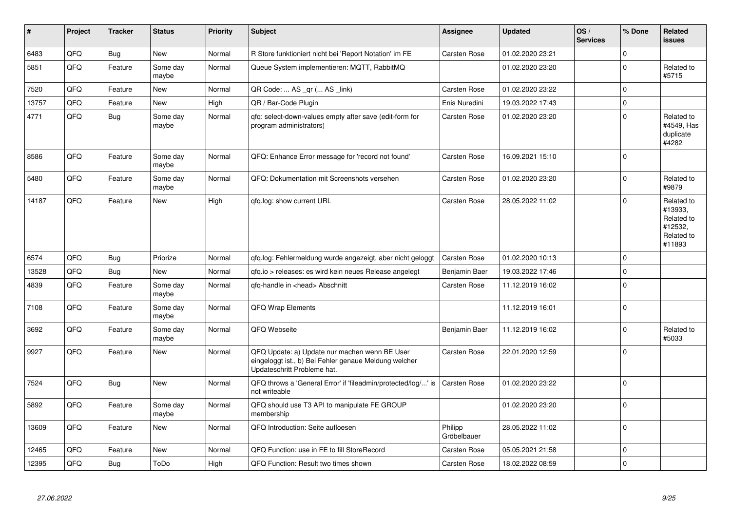| # | Project | Tracker | Status | Priority | Subject | Assignee | Updated | OS / Services | % Done | Related issues |
|---|---|---|---|---|---|---|---|---|---|---|
| 6483 | QFQ | Bug | New | Normal | R Store funktioniert nicht bei 'Report Notation' im FE | Carsten Rose | 01.02.2020 23:21 | | 0 | |
| 5851 | QFQ | Feature | Some day maybe | Normal | Queue System implementieren: MQTT, RabbitMQ | | 01.02.2020 23:20 | | 0 | Related to #5715 |
| 7520 | QFQ | Feature | New | Normal | QR Code: ... AS _qr (... AS _link) | Carsten Rose | 01.02.2020 23:22 | | 0 | |
| 13757 | QFQ | Feature | New | High | QR / Bar-Code Plugin | Enis Nuredini | 19.03.2022 17:43 | | 0 | |
| 4771 | QFQ | Bug | Some day maybe | Normal | qfq: select-down-values empty after save (edit-form for program administrators) | Carsten Rose | 01.02.2020 23:20 | | 0 | Related to #4549, Has duplicate #4282 |
| 8586 | QFQ | Feature | Some day maybe | Normal | QFQ: Enhance Error message for 'record not found' | Carsten Rose | 16.09.2021 15:10 | | 0 | |
| 5480 | QFQ | Feature | Some day maybe | Normal | QFQ: Dokumentation mit Screenshots versehen | Carsten Rose | 01.02.2020 23:20 | | 0 | Related to #9879 |
| 14187 | QFQ | Feature | New | High | qfq.log: show current URL | Carsten Rose | 28.05.2022 11:02 | | 0 | Related to #13933, Related to #12532, Related to #11893 |
| 6574 | QFQ | Bug | Priorize | Normal | qfq.log: Fehlermeldung wurde angezeigt, aber nicht geloggt | Carsten Rose | 01.02.2020 10:13 | | 0 | |
| 13528 | QFQ | Bug | New | Normal | qfq.io > releases: es wird kein neues Release angelegt | Benjamin Baer | 19.03.2022 17:46 | | 0 | |
| 4839 | QFQ | Feature | Some day maybe | Normal | qfq-handle in <head> Abschnitt | Carsten Rose | 11.12.2019 16:02 | | 0 | |
| 7108 | QFQ | Feature | Some day maybe | Normal | QFQ Wrap Elements | | 11.12.2019 16:01 | | 0 | |
| 3692 | QFQ | Feature | Some day maybe | Normal | QFQ Webseite | Benjamin Baer | 11.12.2019 16:02 | | 0 | Related to #5033 |
| 9927 | QFQ | Feature | New | Normal | QFQ Update: a) Update nur machen wenn BE User eingeloggt ist., b) Bei Fehler genaue Meldung welcher Updateschritt Probleme hat. | Carsten Rose | 22.01.2020 12:59 | | 0 | |
| 7524 | QFQ | Bug | New | Normal | QFQ throws a 'General Error' if 'fileadmin/protected/log/...' is not writeable | Carsten Rose | 01.02.2020 23:22 | | 0 | |
| 5892 | QFQ | Feature | Some day maybe | Normal | QFQ should use T3 API to manipulate FE GROUP membership | | 01.02.2020 23:20 | | 0 | |
| 13609 | QFQ | Feature | New | Normal | QFQ Introduction: Seite aufloesen | Philipp Gröbelbauer | 28.05.2022 11:02 | | 0 | |
| 12465 | QFQ | Feature | New | Normal | QFQ Function: use in FE to fill StoreRecord | Carsten Rose | 05.05.2021 21:58 | | 0 | |
| 12395 | QFQ | Bug | ToDo | High | QFQ Function: Result two times shown | Carsten Rose | 18.02.2022 08:59 | | 0 | |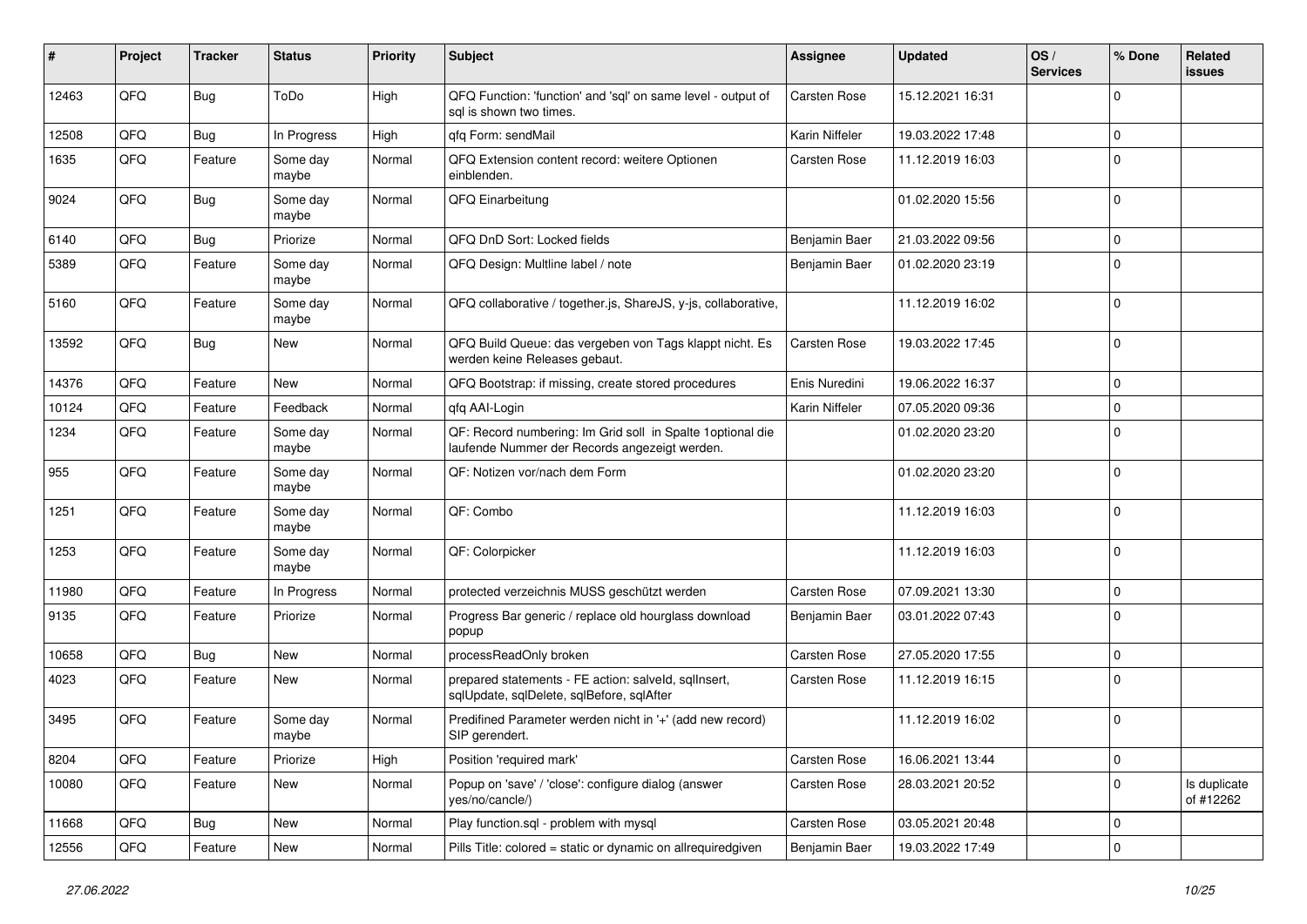| # | Project | Tracker | Status | Priority | Subject | Assignee | Updated | OS / Services | % Done | Related issues |
|---|---|---|---|---|---|---|---|---|---|---|
| 12463 | QFQ | Bug | ToDo | High | QFQ Function: 'function' and 'sql' on same level - output of sql is shown two times. | Carsten Rose | 15.12.2021 16:31 | | 0 | |
| 12508 | QFQ | Bug | In Progress | High | qfq Form: sendMail | Karin Niffeler | 19.03.2022 17:48 | | 0 | |
| 1635 | QFQ | Feature | Some day maybe | Normal | QFQ Extension content record: weitere Optionen einblenden. | Carsten Rose | 11.12.2019 16:03 | | 0 | |
| 9024 | QFQ | Bug | Some day maybe | Normal | QFQ Einarbeitung | | 01.02.2020 15:56 | | 0 | |
| 6140 | QFQ | Bug | Priorize | Normal | QFQ DnD Sort: Locked fields | Benjamin Baer | 21.03.2022 09:56 | | 0 | |
| 5389 | QFQ | Feature | Some day maybe | Normal | QFQ Design: Multline label / note | Benjamin Baer | 01.02.2020 23:19 | | 0 | |
| 5160 | QFQ | Feature | Some day maybe | Normal | QFQ collaborative / together.js, ShareJS, y-js, collaborative, | | 11.12.2019 16:02 | | 0 | |
| 13592 | QFQ | Bug | New | Normal | QFQ Build Queue: das vergeben von Tags klappt nicht. Es werden keine Releases gebaut. | Carsten Rose | 19.03.2022 17:45 | | 0 | |
| 14376 | QFQ | Feature | New | Normal | QFQ Bootstrap: if missing, create stored procedures | Enis Nuredini | 19.06.2022 16:37 | | 0 | |
| 10124 | QFQ | Feature | Feedback | Normal | qfq AAI-Login | Karin Niffeler | 07.05.2020 09:36 | | 0 | |
| 1234 | QFQ | Feature | Some day maybe | Normal | QF: Record numbering: Im Grid soll in Spalte 1optional die laufende Nummer der Records angezeigt werden. | | 01.02.2020 23:20 | | 0 | |
| 955 | QFQ | Feature | Some day maybe | Normal | QF: Notizen vor/nach dem Form | | 01.02.2020 23:20 | | 0 | |
| 1251 | QFQ | Feature | Some day maybe | Normal | QF: Combo | | 11.12.2019 16:03 | | 0 | |
| 1253 | QFQ | Feature | Some day maybe | Normal | QF: Colorpicker | | 11.12.2019 16:03 | | 0 | |
| 11980 | QFQ | Feature | In Progress | Normal | protected verzeichnis MUSS geschützt werden | Carsten Rose | 07.09.2021 13:30 | | 0 | |
| 9135 | QFQ | Feature | Priorize | Normal | Progress Bar generic / replace old hourglass download popup | Benjamin Baer | 03.01.2022 07:43 | | 0 | |
| 10658 | QFQ | Bug | New | Normal | processReadOnly broken | Carsten Rose | 27.05.2020 17:55 | | 0 | |
| 4023 | QFQ | Feature | New | Normal | prepared statements - FE action: salveId, sqlInsert, sqlUpdate, sqlDelete, sqlBefore, sqlAfter | Carsten Rose | 11.12.2019 16:15 | | 0 | |
| 3495 | QFQ | Feature | Some day maybe | Normal | Predifined Parameter werden nicht in '+' (add new record) SIP gerendert. | | 11.12.2019 16:02 | | 0 | |
| 8204 | QFQ | Feature | Priorize | High | Position 'required mark' | Carsten Rose | 16.06.2021 13:44 | | 0 | |
| 10080 | QFQ | Feature | New | Normal | Popup on 'save' / 'close': configure dialog (answer yes/no/cancle/) | Carsten Rose | 28.03.2021 20:52 | | 0 | Is duplicate of #12262 |
| 11668 | QFQ | Bug | New | Normal | Play function.sql - problem with mysql | Carsten Rose | 03.05.2021 20:48 | | 0 | |
| 12556 | QFQ | Feature | New | Normal | Pills Title: colored = static or dynamic on allrequiredgiven | Benjamin Baer | 19.03.2022 17:49 | | 0 | |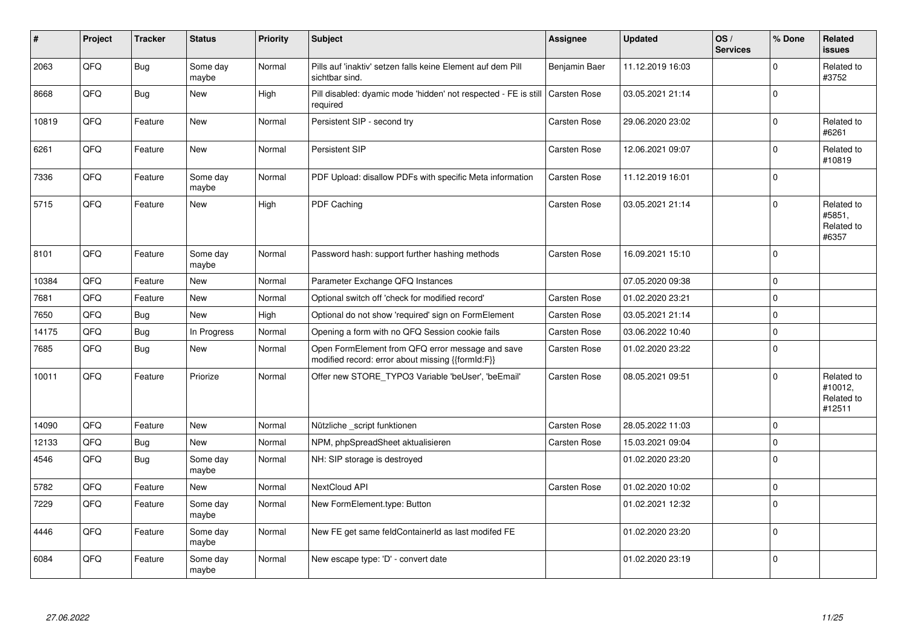| # | Project | Tracker | Status | Priority | Subject | Assignee | Updated | OS / Services | % Done | Related issues |
|---|---|---|---|---|---|---|---|---|---|---|
| 2063 | QFQ | Bug | Some day maybe | Normal | Pills auf 'inaktiv' setzen falls keine Element auf dem Pill sichtbar sind. | Benjamin Baer | 11.12.2019 16:03 | | 0 | Related to #3752 |
| 8668 | QFQ | Bug | New | High | Pill disabled: dyamic mode 'hidden' not respected - FE is still required | Carsten Rose | 03.05.2021 21:14 | | 0 | |
| 10819 | QFQ | Feature | New | Normal | Persistent SIP - second try | Carsten Rose | 29.06.2020 23:02 | | 0 | Related to #6261 |
| 6261 | QFQ | Feature | New | Normal | Persistent SIP | Carsten Rose | 12.06.2021 09:07 | | 0 | Related to #10819 |
| 7336 | QFQ | Feature | Some day maybe | Normal | PDF Upload: disallow PDFs with specific Meta information | Carsten Rose | 11.12.2019 16:01 | | 0 | |
| 5715 | QFQ | Feature | New | High | PDF Caching | Carsten Rose | 03.05.2021 21:14 | | 0 | Related to #5851, Related to #6357 |
| 8101 | QFQ | Feature | Some day maybe | Normal | Password hash: support further hashing methods | Carsten Rose | 16.09.2021 15:10 | | 0 | |
| 10384 | QFQ | Feature | New | Normal | Parameter Exchange QFQ Instances | | 07.05.2020 09:38 | | 0 | |
| 7681 | QFQ | Feature | New | Normal | Optional switch off 'check for modified record' | Carsten Rose | 01.02.2020 23:21 | | 0 | |
| 7650 | QFQ | Bug | New | High | Optional do not show 'required' sign on FormElement | Carsten Rose | 03.05.2021 21:14 | | 0 | |
| 14175 | QFQ | Bug | In Progress | Normal | Opening a form with no QFQ Session cookie fails | Carsten Rose | 03.06.2022 10:40 | | 0 | |
| 7685 | QFQ | Bug | New | Normal | Open FormElement from QFQ error message and save modified record: error about missing {{formId:F}} | Carsten Rose | 01.02.2020 23:22 | | 0 | |
| 10011 | QFQ | Feature | Priorize | Normal | Offer new STORE_TYPO3 Variable 'beUser', 'beEmail' | Carsten Rose | 08.05.2021 09:51 | | 0 | Related to #10012, Related to #12511 |
| 14090 | QFQ | Feature | New | Normal | Nützliche _script funktionen | Carsten Rose | 28.05.2022 11:03 | | 0 | |
| 12133 | QFQ | Bug | New | Normal | NPM, phpSpreadSheet aktualisieren | Carsten Rose | 15.03.2021 09:04 | | 0 | |
| 4546 | QFQ | Bug | Some day maybe | Normal | NH: SIP storage is destroyed | | 01.02.2020 23:20 | | 0 | |
| 5782 | QFQ | Feature | New | Normal | NextCloud API | Carsten Rose | 01.02.2020 10:02 | | 0 | |
| 7229 | QFQ | Feature | Some day maybe | Normal | New FormElement.type: Button | | 01.02.2021 12:32 | | 0 | |
| 4446 | QFQ | Feature | Some day maybe | Normal | New FE get same feldContainerId as last modifed FE | | 01.02.2020 23:20 | | 0 | |
| 6084 | QFQ | Feature | Some day maybe | Normal | New escape type: 'D' - convert date | | 01.02.2020 23:19 | | 0 | |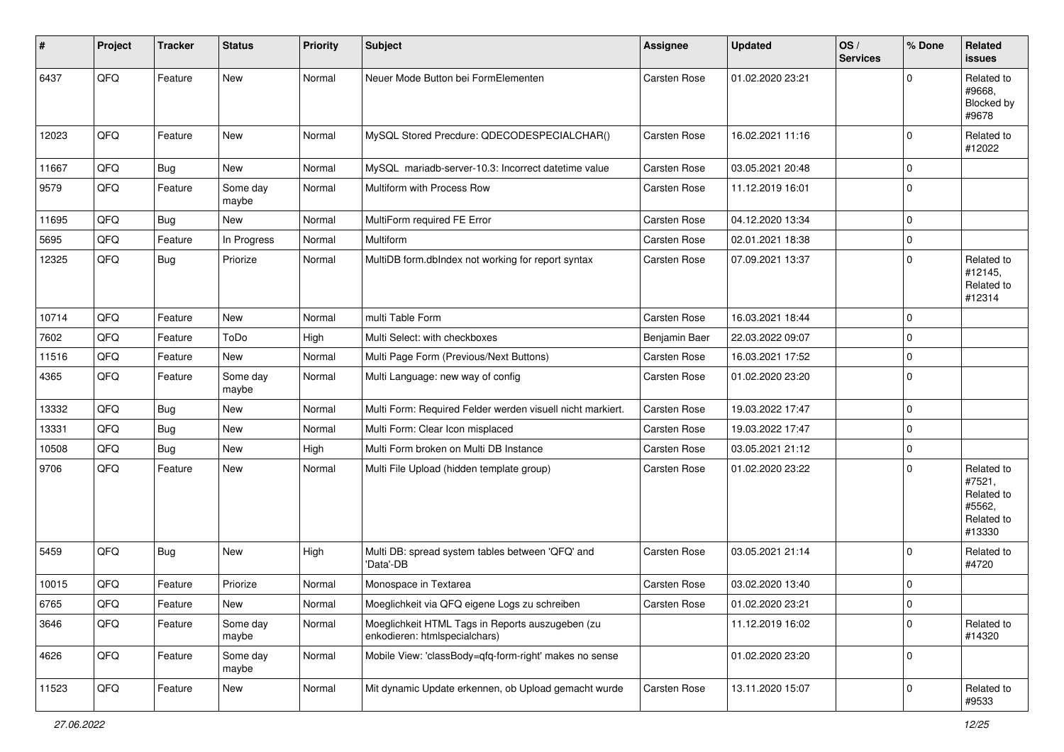| # | Project | Tracker | Status | Priority | Subject | Assignee | Updated | OS / Services | % Done | Related issues |
|---|---|---|---|---|---|---|---|---|---|---|
| 6437 | QFQ | Feature | New | Normal | Neuer Mode Button bei FormElementen | Carsten Rose | 01.02.2020 23:21 | | 0 | Related to #9668, Blocked by #9678 |
| 12023 | QFQ | Feature | New | Normal | MySQL Stored Precdure: QDECODESPECIALCHAR() | Carsten Rose | 16.02.2021 11:16 | | 0 | Related to #12022 |
| 11667 | QFQ | Bug | New | Normal | MySQL mariadb-server-10.3: Incorrect datetime value | Carsten Rose | 03.05.2021 20:48 | | 0 | |
| 9579 | QFQ | Feature | Some day maybe | Normal | Multiform with Process Row | Carsten Rose | 11.12.2019 16:01 | | 0 | |
| 11695 | QFQ | Bug | New | Normal | MultiForm required FE Error | Carsten Rose | 04.12.2020 13:34 | | 0 | |
| 5695 | QFQ | Feature | In Progress | Normal | Multiform | Carsten Rose | 02.01.2021 18:38 | | 0 | |
| 12325 | QFQ | Bug | Priorize | Normal | MultiDB form.dbIndex not working for report syntax | Carsten Rose | 07.09.2021 13:37 | | 0 | Related to #12145, Related to #12314 |
| 10714 | QFQ | Feature | New | Normal | multi Table Form | Carsten Rose | 16.03.2021 18:44 | | 0 | |
| 7602 | QFQ | Feature | ToDo | High | Multi Select: with checkboxes | Benjamin Baer | 22.03.2022 09:07 | | 0 | |
| 11516 | QFQ | Feature | New | Normal | Multi Page Form (Previous/Next Buttons) | Carsten Rose | 16.03.2021 17:52 | | 0 | |
| 4365 | QFQ | Feature | Some day maybe | Normal | Multi Language: new way of config | Carsten Rose | 01.02.2020 23:20 | | 0 | |
| 13332 | QFQ | Bug | New | Normal | Multi Form: Required Felder werden visuell nicht markiert. | Carsten Rose | 19.03.2022 17:47 | | 0 | |
| 13331 | QFQ | Bug | New | Normal | Multi Form: Clear Icon misplaced | Carsten Rose | 19.03.2022 17:47 | | 0 | |
| 10508 | QFQ | Bug | New | High | Multi Form broken on Multi DB Instance | Carsten Rose | 03.05.2021 21:12 | | 0 | |
| 9706 | QFQ | Feature | New | Normal | Multi File Upload (hidden template group) | Carsten Rose | 01.02.2020 23:22 | | 0 | Related to #7521, Related to #5562, Related to #13330 |
| 5459 | QFQ | Bug | New | High | Multi DB: spread system tables between 'QFQ' and 'Data'-DB | Carsten Rose | 03.05.2021 21:14 | | 0 | Related to #4720 |
| 10015 | QFQ | Feature | Priorize | Normal | Monospace in Textarea | Carsten Rose | 03.02.2020 13:40 | | 0 | |
| 6765 | QFQ | Feature | New | Normal | Moeglichkeit via QFQ eigene Logs zu schreiben | Carsten Rose | 01.02.2020 23:21 | | 0 | |
| 3646 | QFQ | Feature | Some day maybe | Normal | Moeglichkeit HTML Tags in Reports auszugeben (zu enkodieren: htmlspecialchars) | | 11.12.2019 16:02 | | 0 | Related to #14320 |
| 4626 | QFQ | Feature | Some day maybe | Normal | Mobile View: 'classBody=qfq-form-right' makes no sense | | 01.02.2020 23:20 | | 0 | |
| 11523 | QFQ | Feature | New | Normal | Mit dynamic Update erkennen, ob Upload gemacht wurde | Carsten Rose | 13.11.2020 15:07 | | 0 | Related to #9533 |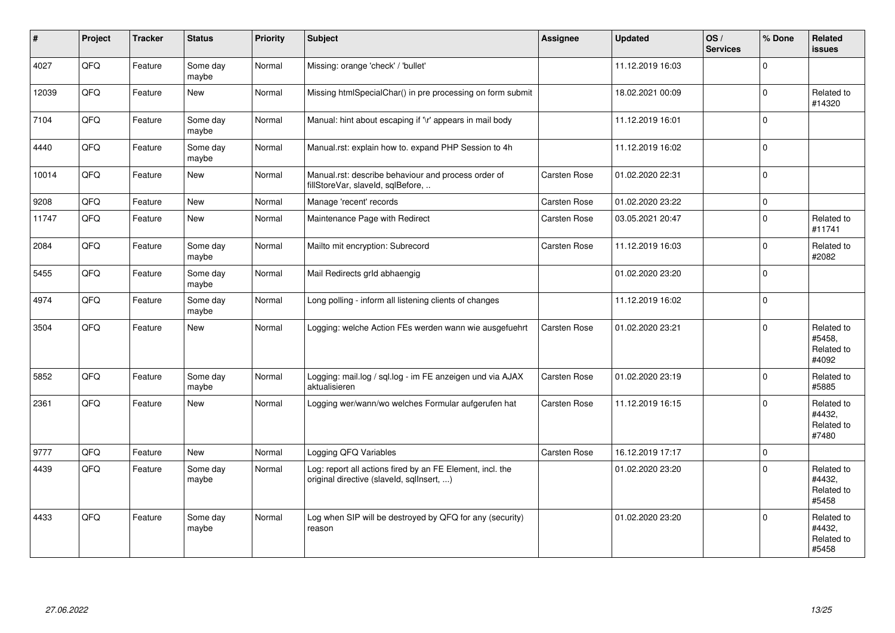| # | Project | Tracker | Status | Priority | Subject | Assignee | Updated | OS / Services | % Done | Related issues |
|---|---|---|---|---|---|---|---|---|---|---|
| 4027 | QFQ | Feature | Some day maybe | Normal | Missing: orange 'check' / 'bullet' | | 11.12.2019 16:03 | | 0 | |
| 12039 | QFQ | Feature | New | Normal | Missing htmlSpecialChar() in pre processing on form submit | | 18.02.2021 00:09 | | 0 | Related to #14320 |
| 7104 | QFQ | Feature | Some day maybe | Normal | Manual: hint about escaping if '\r' appears in mail body | | 11.12.2019 16:01 | | 0 | |
| 4440 | QFQ | Feature | Some day maybe | Normal | Manual.rst: explain how to. expand PHP Session to 4h | | 11.12.2019 16:02 | | 0 | |
| 10014 | QFQ | Feature | New | Normal | Manual.rst: describe behaviour and process order of fillStoreVar, slaveId, sqlBefore, .. | Carsten Rose | 01.02.2020 22:31 | | 0 | |
| 9208 | QFQ | Feature | New | Normal | Manage 'recent' records | Carsten Rose | 01.02.2020 23:22 | | 0 | |
| 11747 | QFQ | Feature | New | Normal | Maintenance Page with Redirect | Carsten Rose | 03.05.2021 20:47 | | 0 | Related to #11741 |
| 2084 | QFQ | Feature | Some day maybe | Normal | Mailto mit encryption: Subrecord | Carsten Rose | 11.12.2019 16:03 | | 0 | Related to #2082 |
| 5455 | QFQ | Feature | Some day maybe | Normal | Mail Redirects grId abhaengig | | 01.02.2020 23:20 | | 0 | |
| 4974 | QFQ | Feature | Some day maybe | Normal | Long polling - inform all listening clients of changes | | 11.12.2019 16:02 | | 0 | |
| 3504 | QFQ | Feature | New | Normal | Logging: welche Action FEs werden wann wie ausgefuehrt | Carsten Rose | 01.02.2020 23:21 | | 0 | Related to #5458, Related to #4092 |
| 5852 | QFQ | Feature | Some day maybe | Normal | Logging: mail.log / sql.log - im FE anzeigen und via AJAX aktualisieren | Carsten Rose | 01.02.2020 23:19 | | 0 | Related to #5885 |
| 2361 | QFQ | Feature | New | Normal | Logging wer/wann/wo welches Formular aufgerufen hat | Carsten Rose | 11.12.2019 16:15 | | 0 | Related to #4432, Related to #7480 |
| 9777 | QFQ | Feature | New | Normal | Logging QFQ Variables | Carsten Rose | 16.12.2019 17:17 | | 0 | |
| 4439 | QFQ | Feature | Some day maybe | Normal | Log: report all actions fired by an FE Element, incl. the original directive (slaveId, sqlInsert, ...) | | 01.02.2020 23:20 | | 0 | Related to #4432, Related to #5458 |
| 4433 | QFQ | Feature | Some day maybe | Normal | Log when SIP will be destroyed by QFQ for any (security) reason | | 01.02.2020 23:20 | | 0 | Related to #4432, Related to #5458 |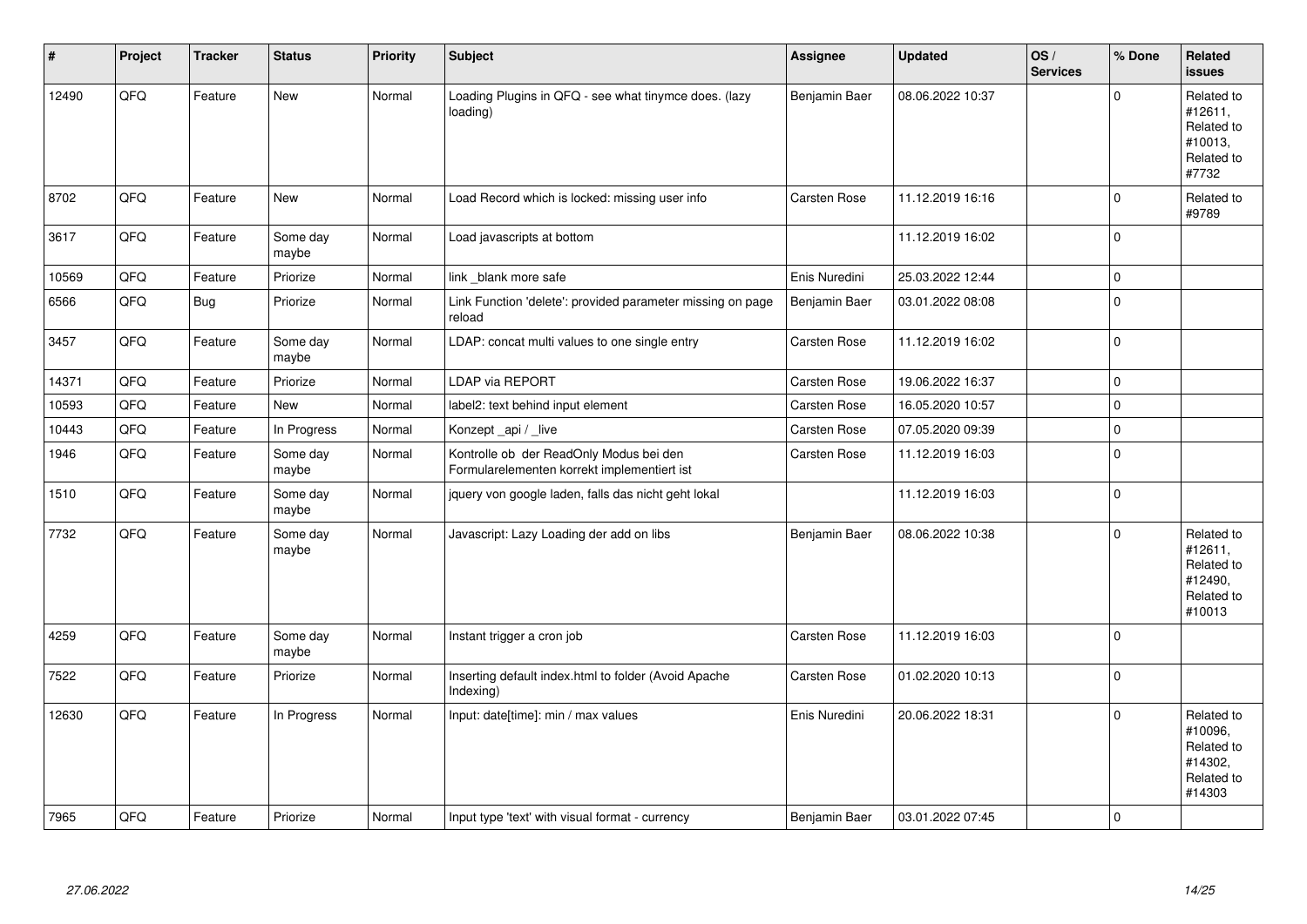| # | Project | Tracker | Status | Priority | Subject | Assignee | Updated | OS / Services | % Done | Related issues |
|---|---|---|---|---|---|---|---|---|---|---|
| 12490 | QFQ | Feature | New | Normal | Loading Plugins in QFQ - see what tinymce does. (lazy loading) | Benjamin Baer | 08.06.2022 10:37 | | 0 | Related to #12611, Related to #10013, Related to #7732 |
| 8702 | QFQ | Feature | New | Normal | Load Record which is locked: missing user info | Carsten Rose | 11.12.2019 16:16 | | 0 | Related to #9789 |
| 3617 | QFQ | Feature | Some day maybe | Normal | Load javascripts at bottom | | 11.12.2019 16:02 | | 0 | |
| 10569 | QFQ | Feature | Priorize | Normal | link _blank more safe | Enis Nuredini | 25.03.2022 12:44 | | 0 | |
| 6566 | QFQ | Bug | Priorize | Normal | Link Function 'delete': provided parameter missing on page reload | Benjamin Baer | 03.01.2022 08:08 | | 0 | |
| 3457 | QFQ | Feature | Some day maybe | Normal | LDAP: concat multi values to one single entry | Carsten Rose | 11.12.2019 16:02 | | 0 | |
| 14371 | QFQ | Feature | Priorize | Normal | LDAP via REPORT | Carsten Rose | 19.06.2022 16:37 | | 0 | |
| 10593 | QFQ | Feature | New | Normal | label2: text behind input element | Carsten Rose | 16.05.2020 10:57 | | 0 | |
| 10443 | QFQ | Feature | In Progress | Normal | Konzept _api / _live | Carsten Rose | 07.05.2020 09:39 | | 0 | |
| 1946 | QFQ | Feature | Some day maybe | Normal | Kontrolle ob der ReadOnly Modus bei den Formularelementen korrekt implementiert ist | Carsten Rose | 11.12.2019 16:03 | | 0 | |
| 1510 | QFQ | Feature | Some day maybe | Normal | jquery von google laden, falls das nicht geht lokal | | 11.12.2019 16:03 | | 0 | |
| 7732 | QFQ | Feature | Some day maybe | Normal | Javascript: Lazy Loading der add on libs | Benjamin Baer | 08.06.2022 10:38 | | 0 | Related to #12611, Related to #12490, Related to #10013 |
| 4259 | QFQ | Feature | Some day maybe | Normal | Instant trigger a cron job | Carsten Rose | 11.12.2019 16:03 | | 0 | |
| 7522 | QFQ | Feature | Priorize | Normal | Inserting default index.html to folder (Avoid Apache Indexing) | Carsten Rose | 01.02.2020 10:13 | | 0 | |
| 12630 | QFQ | Feature | In Progress | Normal | Input: date[time]: min / max values | Enis Nuredini | 20.06.2022 18:31 | | 0 | Related to #10096, Related to #14302, Related to #14303 |
| 7965 | QFQ | Feature | Priorize | Normal | Input type 'text' with visual format - currency | Benjamin Baer | 03.01.2022 07:45 | | 0 | |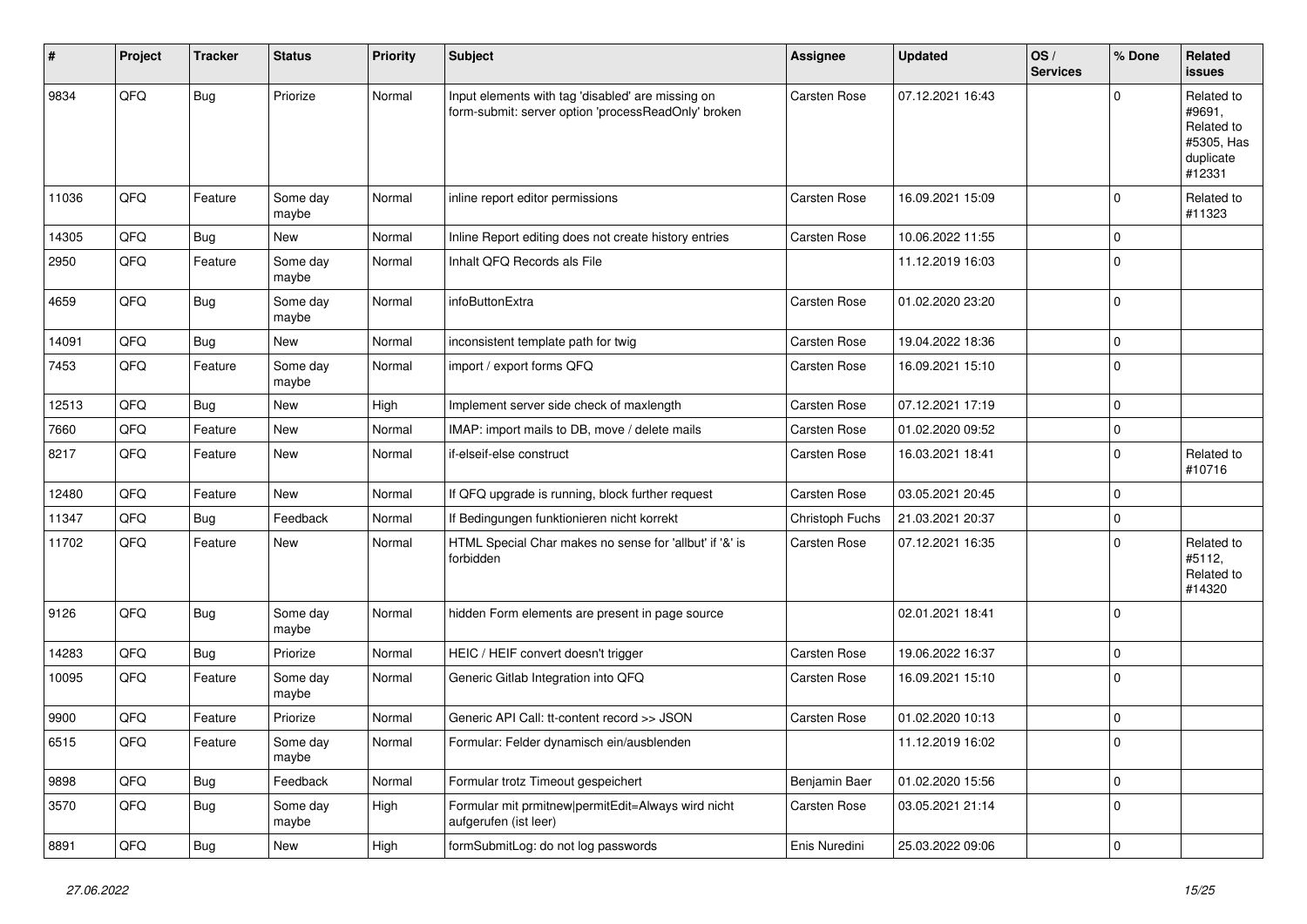| # | Project | Tracker | Status | Priority | Subject | Assignee | Updated | OS / Services | % Done | Related issues |
|---|---|---|---|---|---|---|---|---|---|---|
| 9834 | QFQ | Bug | Priorize | Normal | Input elements with tag 'disabled' are missing on form-submit: server option 'processReadOnly' broken | Carsten Rose | 07.12.2021 16:43 | | 0 | Related to #9691, Related to #5305, Has duplicate #12331 |
| 11036 | QFQ | Feature | Some day maybe | Normal | inline report editor permissions | Carsten Rose | 16.09.2021 15:09 | | 0 | Related to #11323 |
| 14305 | QFQ | Bug | New | Normal | Inline Report editing does not create history entries | Carsten Rose | 10.06.2022 11:55 | | 0 | |
| 2950 | QFQ | Feature | Some day maybe | Normal | Inhalt QFQ Records als File | | 11.12.2019 16:03 | | 0 | |
| 4659 | QFQ | Bug | Some day maybe | Normal | infoButtonExtra | Carsten Rose | 01.02.2020 23:20 | | 0 | |
| 14091 | QFQ | Bug | New | Normal | inconsistent template path for twig | Carsten Rose | 19.04.2022 18:36 | | 0 | |
| 7453 | QFQ | Feature | Some day maybe | Normal | import / export forms QFQ | Carsten Rose | 16.09.2021 15:10 | | 0 | |
| 12513 | QFQ | Bug | New | High | Implement server side check of maxlength | Carsten Rose | 07.12.2021 17:19 | | 0 | |
| 7660 | QFQ | Feature | New | Normal | IMAP: import mails to DB, move / delete mails | Carsten Rose | 01.02.2020 09:52 | | 0 | |
| 8217 | QFQ | Feature | New | Normal | if-elseif-else construct | Carsten Rose | 16.03.2021 18:41 | | 0 | Related to #10716 |
| 12480 | QFQ | Feature | New | Normal | If QFQ upgrade is running, block further request | Carsten Rose | 03.05.2021 20:45 | | 0 | |
| 11347 | QFQ | Bug | Feedback | Normal | If Bedingungen funktionieren nicht korrekt | Christoph Fuchs | 21.03.2021 20:37 | | 0 | |
| 11702 | QFQ | Feature | New | Normal | HTML Special Char makes no sense for 'allbut' if '&' is forbidden | Carsten Rose | 07.12.2021 16:35 | | 0 | Related to #5112, Related to #14320 |
| 9126 | QFQ | Bug | Some day maybe | Normal | hidden Form elements are present in page source | | 02.01.2021 18:41 | | 0 | |
| 14283 | QFQ | Bug | Priorize | Normal | HEIC / HEIF convert doesn't trigger | Carsten Rose | 19.06.2022 16:37 | | 0 | |
| 10095 | QFQ | Feature | Some day maybe | Normal | Generic Gitlab Integration into QFQ | Carsten Rose | 16.09.2021 15:10 | | 0 | |
| 9900 | QFQ | Feature | Priorize | Normal | Generic API Call: tt-content record >> JSON | Carsten Rose | 01.02.2020 10:13 | | 0 | |
| 6515 | QFQ | Feature | Some day maybe | Normal | Formular: Felder dynamisch ein/ausblenden | | 11.12.2019 16:02 | | 0 | |
| 9898 | QFQ | Bug | Feedback | Normal | Formular trotz Timeout gespeichert | Benjamin Baer | 01.02.2020 15:56 | | 0 | |
| 3570 | QFQ | Bug | Some day maybe | High | Formular mit prmitnew\|permitEdit=Always wird nicht aufgerufen (ist leer) | Carsten Rose | 03.05.2021 21:14 | | 0 | |
| 8891 | QFQ | Bug | New | High | formSubmitLog: do not log passwords | Enis Nuredini | 25.03.2022 09:06 | | 0 | |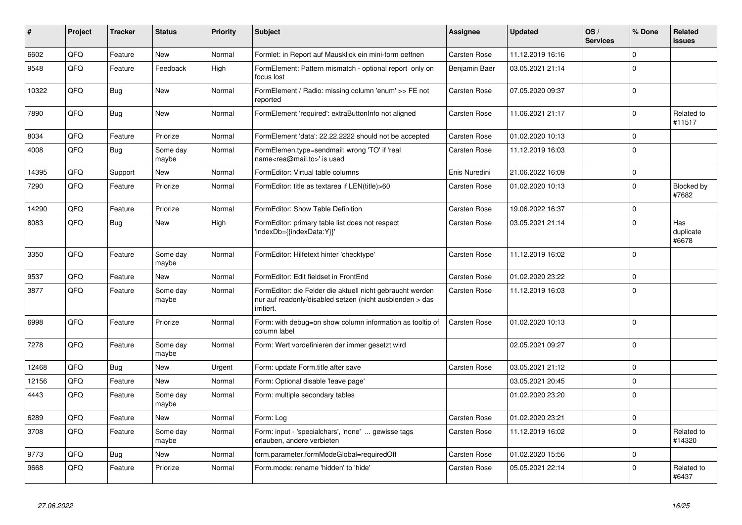| # | Project | Tracker | Status | Priority | Subject | Assignee | Updated | OS / Services | % Done | Related issues |
|---|---|---|---|---|---|---|---|---|---|---|
| 6602 | QFQ | Feature | New | Normal | Formlet: in Report auf Mausklick ein mini-form oeffnen | Carsten Rose | 11.12.2019 16:16 | | 0 | |
| 9548 | QFQ | Feature | Feedback | High | FormElement: Pattern mismatch - optional report only on focus lost | Benjamin Baer | 03.05.2021 21:14 | | 0 | |
| 10322 | QFQ | Bug | New | Normal | FormElement / Radio: missing column 'enum' >> FE not reported | Carsten Rose | 07.05.2020 09:37 | | 0 | |
| 7890 | QFQ | Bug | New | Normal | FormElement 'required': extraButtonInfo not aligned | Carsten Rose | 11.06.2021 21:17 | | 0 | Related to #11517 |
| 8034 | QFQ | Feature | Priorize | Normal | FormElement 'data': 22.22.2222 should not be accepted | Carsten Rose | 01.02.2020 10:13 | | 0 | |
| 4008 | QFQ | Bug | Some day maybe | Normal | FormElemen.type=sendmail: wrong 'TO' if 'real name<rea@mail.to>' is used | Carsten Rose | 11.12.2019 16:03 | | 0 | |
| 14395 | QFQ | Support | New | Normal | FormEditor: Virtual table columns | Enis Nuredini | 21.06.2022 16:09 | | 0 | |
| 7290 | QFQ | Feature | Priorize | Normal | FormEditor: title as textarea if LEN(title)>60 | Carsten Rose | 01.02.2020 10:13 | | 0 | Blocked by #7682 |
| 14290 | QFQ | Feature | Priorize | Normal | FormEditor: Show Table Definition | Carsten Rose | 19.06.2022 16:37 | | 0 | |
| 8083 | QFQ | Bug | New | High | FormEditor: primary table list does not respect 'indexDb={{indexData:Y}}' | Carsten Rose | 03.05.2021 21:14 | | 0 | Has duplicate #6678 |
| 3350 | QFQ | Feature | Some day maybe | Normal | FormEditor: Hilfetext hinter 'checktype' | Carsten Rose | 11.12.2019 16:02 | | 0 | |
| 9537 | QFQ | Feature | New | Normal | FormEditor: Edit fieldset in FrontEnd | Carsten Rose | 01.02.2020 23:22 | | 0 | |
| 3877 | QFQ | Feature | Some day maybe | Normal | FormEditor: die Felder die aktuell nicht gebraucht werden nur auf readonly/disabled setzen (nicht ausblenden > das irritiert. | Carsten Rose | 11.12.2019 16:03 | | 0 | |
| 6998 | QFQ | Feature | Priorize | Normal | Form: with debug=on show column information as tooltip of column label | Carsten Rose | 01.02.2020 10:13 | | 0 | |
| 7278 | QFQ | Feature | Some day maybe | Normal | Form: Wert vordefinieren der immer gesetzt wird | | 02.05.2021 09:27 | | 0 | |
| 12468 | QFQ | Bug | New | Urgent | Form: update Form.title after save | Carsten Rose | 03.05.2021 21:12 | | 0 | |
| 12156 | QFQ | Feature | New | Normal | Form: Optional disable 'leave page' | | 03.05.2021 20:45 | | 0 | |
| 4443 | QFQ | Feature | Some day maybe | Normal | Form: multiple secondary tables | | 01.02.2020 23:20 | | 0 | |
| 6289 | QFQ | Feature | New | Normal | Form: Log | Carsten Rose | 01.02.2020 23:21 | | 0 | |
| 3708 | QFQ | Feature | Some day maybe | Normal | Form: input - 'specialchars', 'none' ... gewisse tags erlauben, andere verbieten | Carsten Rose | 11.12.2019 16:02 | | 0 | Related to #14320 |
| 9773 | QFQ | Bug | New | Normal | form.parameter.formModeGlobal=requiredOff | Carsten Rose | 01.02.2020 15:56 | | 0 | |
| 9668 | QFQ | Feature | Priorize | Normal | Form.mode: rename 'hidden' to 'hide' | Carsten Rose | 05.05.2021 22:14 | | 0 | Related to #6437 |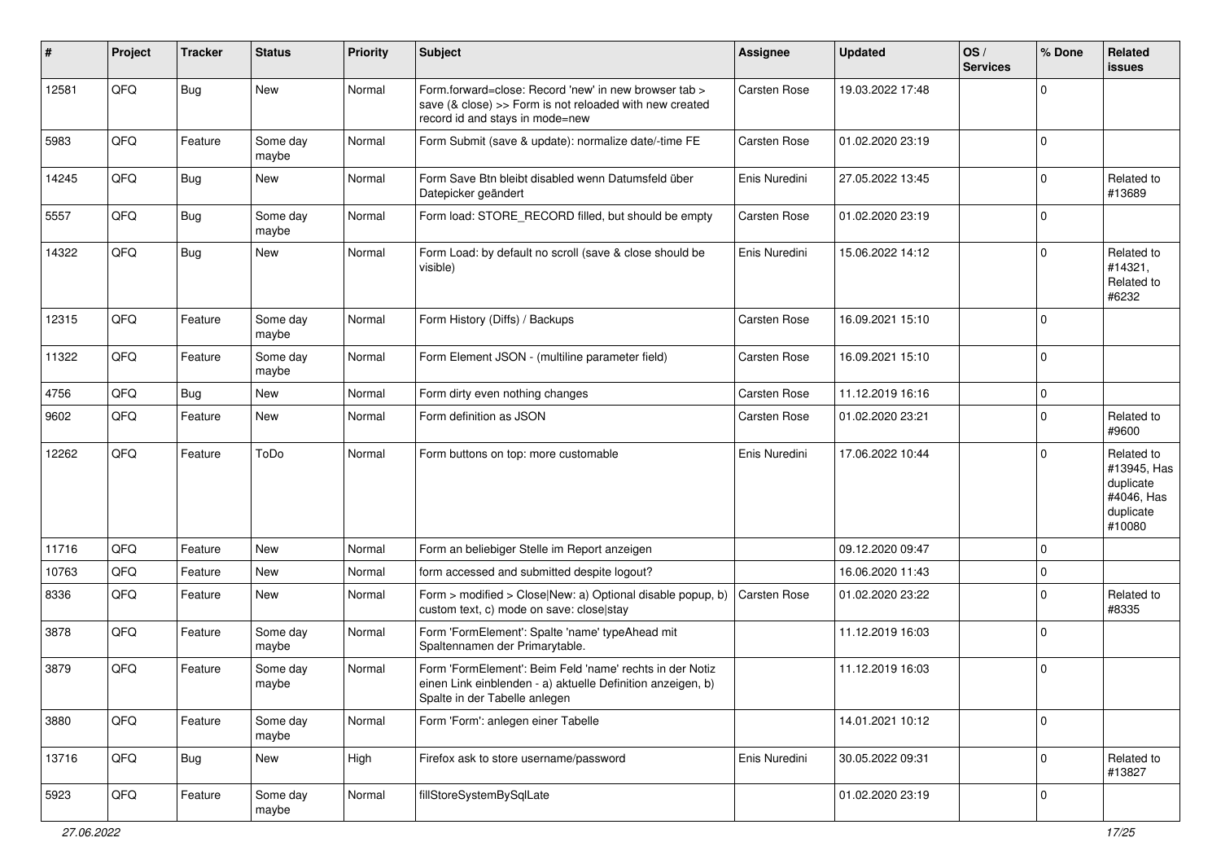| # | Project | Tracker | Status | Priority | Subject | Assignee | Updated | OS / Services | % Done | Related issues |
|---|---|---|---|---|---|---|---|---|---|---|
| 12581 | QFQ | Bug | New | Normal | Form.forward=close: Record 'new' in new browser tab > save (& close) >> Form is not reloaded with new created record id and stays in mode=new | Carsten Rose | 19.03.2022 17:48 | | 0 | |
| 5983 | QFQ | Feature | Some day maybe | Normal | Form Submit (save & update): normalize date/-time FE | Carsten Rose | 01.02.2020 23:19 | | 0 | |
| 14245 | QFQ | Bug | New | Normal | Form Save Btn bleibt disabled wenn Datumsfeld über Datepicker geändert | Enis Nuredini | 27.05.2022 13:45 | | 0 | Related to #13689 |
| 5557 | QFQ | Bug | Some day maybe | Normal | Form load: STORE_RECORD filled, but should be empty | Carsten Rose | 01.02.2020 23:19 | | 0 | |
| 14322 | QFQ | Bug | New | Normal | Form Load: by default no scroll (save & close should be visible) | Enis Nuredini | 15.06.2022 14:12 | | 0 | Related to #14321, Related to #6232 |
| 12315 | QFQ | Feature | Some day maybe | Normal | Form History (Diffs) / Backups | Carsten Rose | 16.09.2021 15:10 | | 0 | |
| 11322 | QFQ | Feature | Some day maybe | Normal | Form Element JSON - (multiline parameter field) | Carsten Rose | 16.09.2021 15:10 | | 0 | |
| 4756 | QFQ | Bug | New | Normal | Form dirty even nothing changes | Carsten Rose | 11.12.2019 16:16 | | 0 | |
| 9602 | QFQ | Feature | New | Normal | Form definition as JSON | Carsten Rose | 01.02.2020 23:21 | | 0 | Related to #9600 |
| 12262 | QFQ | Feature | ToDo | Normal | Form buttons on top: more customable | Enis Nuredini | 17.06.2022 10:44 | | 0 | Related to #13945, Has duplicate #4046, Has duplicate #10080 |
| 11716 | QFQ | Feature | New | Normal | Form an beliebiger Stelle im Report anzeigen | | 09.12.2020 09:47 | | 0 | |
| 10763 | QFQ | Feature | New | Normal | form accessed and submitted despite logout? | | 16.06.2020 11:43 | | 0 | |
| 8336 | QFQ | Feature | New | Normal | Form > modified > Close\|New: a) Optional disable popup, b) custom text, c) mode on save: close\|stay | Carsten Rose | 01.02.2020 23:22 | | 0 | Related to #8335 |
| 3878 | QFQ | Feature | Some day maybe | Normal | Form 'FormElement': Spalte 'name' typeAhead mit Spaltennamen der Primarytable. | | 11.12.2019 16:03 | | 0 | |
| 3879 | QFQ | Feature | Some day maybe | Normal | Form 'FormElement': Beim Feld 'name' rechts in der Notiz einen Link einblenden - a) aktuelle Definition anzeigen, b) Spalte in der Tabelle anlegen | | 11.12.2019 16:03 | | 0 | |
| 3880 | QFQ | Feature | Some day maybe | Normal | Form 'Form': anlegen einer Tabelle | | 14.01.2021 10:12 | | 0 | |
| 13716 | QFQ | Bug | New | High | Firefox ask to store username/password | Enis Nuredini | 30.05.2022 09:31 | | 0 | Related to #13827 |
| 5923 | QFQ | Feature | Some day maybe | Normal | fillStoreSystemBySqlLate | | 01.02.2020 23:19 | | 0 | |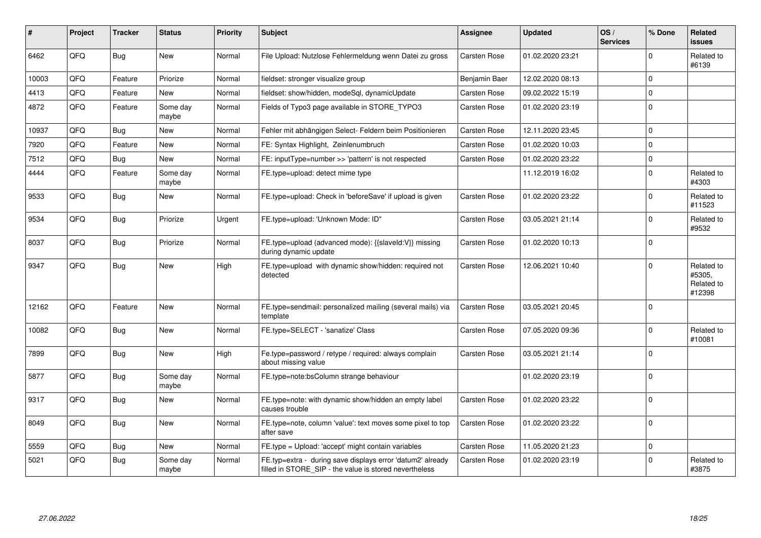| # | Project | Tracker | Status | Priority | Subject | Assignee | Updated | OS / Services | % Done | Related issues |
|---|---|---|---|---|---|---|---|---|---|---|
| 6462 | QFQ | Bug | New | Normal | File Upload: Nutzlose Fehlermeldung wenn Datei zu gross | Carsten Rose | 01.02.2020 23:21 | | 0 | Related to #6139 |
| 10003 | QFQ | Feature | Priorize | Normal | fieldset: stronger visualize group | Benjamin Baer | 12.02.2020 08:13 | | 0 | |
| 4413 | QFQ | Feature | New | Normal | fieldset: show/hidden, modeSql, dynamicUpdate | Carsten Rose | 09.02.2022 15:19 | | 0 | |
| 4872 | QFQ | Feature | Some day maybe | Normal | Fields of Typo3 page available in STORE_TYPO3 | Carsten Rose | 01.02.2020 23:19 | | 0 | |
| 10937 | QFQ | Bug | New | Normal | Fehler mit abhängigen Select- Feldern beim Positionieren | Carsten Rose | 12.11.2020 23:45 | | 0 | |
| 7920 | QFQ | Feature | New | Normal | FE: Syntax Highlight, Zeinlenumbruch | Carsten Rose | 01.02.2020 10:03 | | 0 | |
| 7512 | QFQ | Bug | New | Normal | FE: inputType=number >> 'pattern' is not respected | Carsten Rose | 01.02.2020 23:22 | | 0 | |
| 4444 | QFQ | Feature | Some day maybe | Normal | FE.type=upload: detect mime type | | 11.12.2019 16:02 | | 0 | Related to #4303 |
| 9533 | QFQ | Bug | New | Normal | FE.type=upload: Check in 'beforeSave' if upload is given | Carsten Rose | 01.02.2020 23:22 | | 0 | Related to #11523 |
| 9534 | QFQ | Bug | Priorize | Urgent | FE.type=upload: 'Unknown Mode: ID" | Carsten Rose | 03.05.2021 21:14 | | 0 | Related to #9532 |
| 8037 | QFQ | Bug | Priorize | Normal | FE.type=upload (advanced mode): {{slaveId:V}} missing during dynamic update | Carsten Rose | 01.02.2020 10:13 | | 0 | |
| 9347 | QFQ | Bug | New | High | FE.type=upload with dynamic show/hidden: required not detected | Carsten Rose | 12.06.2021 10:40 | | 0 | Related to #5305, Related to #12398 |
| 12162 | QFQ | Feature | New | Normal | FE.type=sendmail: personalized mailing (several mails) via template | Carsten Rose | 03.05.2021 20:45 | | 0 | |
| 10082 | QFQ | Bug | New | Normal | FE.type=SELECT - 'sanatize' Class | Carsten Rose | 07.05.2020 09:36 | | 0 | Related to #10081 |
| 7899 | QFQ | Bug | New | High | Fe.type=password / retype / required: always complain about missing value | Carsten Rose | 03.05.2021 21:14 | | 0 | |
| 5877 | QFQ | Bug | Some day maybe | Normal | FE.type=note:bsColumn strange behaviour | | 01.02.2020 23:19 | | 0 | |
| 9317 | QFQ | Bug | New | Normal | FE.type=note: with dynamic show/hidden an empty label causes trouble | Carsten Rose | 01.02.2020 23:22 | | 0 | |
| 8049 | QFQ | Bug | New | Normal | FE.type=note, column 'value': text moves some pixel to top after save | Carsten Rose | 01.02.2020 23:22 | | 0 | |
| 5559 | QFQ | Bug | New | Normal | FE.type = Upload: 'accept' might contain variables | Carsten Rose | 11.05.2020 21:23 | | 0 | |
| 5021 | QFQ | Bug | Some day maybe | Normal | FE.typ=extra - during save displays error 'datum2' already filled in STORE_SIP - the value is stored nevertheless | Carsten Rose | 01.02.2020 23:19 | | 0 | Related to #3875 |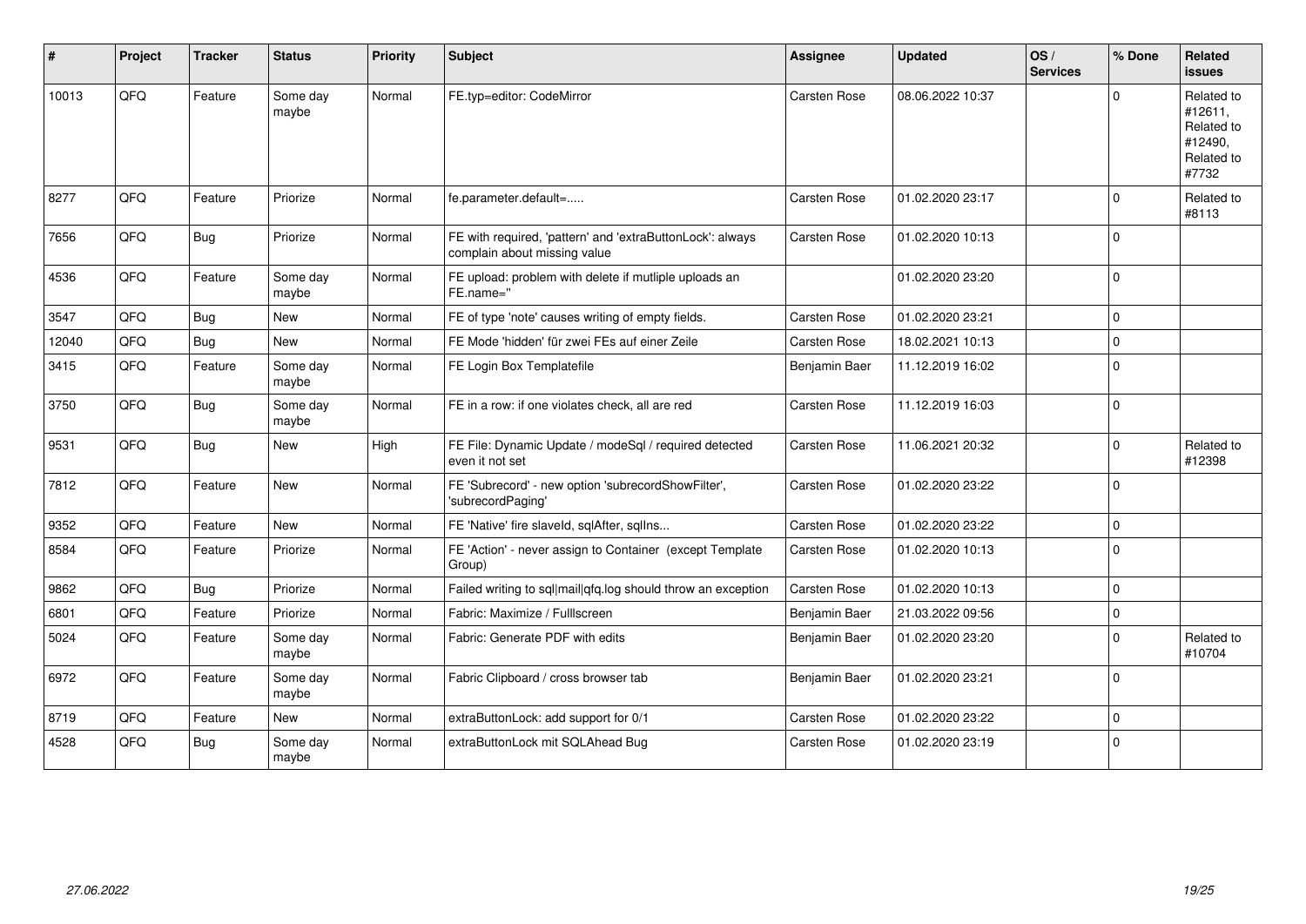| # | Project | Tracker | Status | Priority | Subject | Assignee | Updated | OS / Services | % Done | Related issues |
|---|---|---|---|---|---|---|---|---|---|---|
| 10013 | QFQ | Feature | Some day maybe | Normal | FE.typ=editor: CodeMirror | Carsten Rose | 08.06.2022 10:37 | | 0 | Related to #12611, Related to #12490, Related to #7732 |
| 8277 | QFQ | Feature | Priorize | Normal | fe.parameter.default=..... | Carsten Rose | 01.02.2020 23:17 | | 0 | Related to #8113 |
| 7656 | QFQ | Bug | Priorize | Normal | FE with required, 'pattern' and 'extraButtonLock': always complain about missing value | Carsten Rose | 01.02.2020 10:13 | | 0 | |
| 4536 | QFQ | Feature | Some day maybe | Normal | FE upload: problem with delete if mutliple uploads an FE.name=" | | 01.02.2020 23:20 | | 0 | |
| 3547 | QFQ | Bug | New | Normal | FE of type 'note' causes writing of empty fields. | Carsten Rose | 01.02.2020 23:21 | | 0 | |
| 12040 | QFQ | Bug | New | Normal | FE Mode 'hidden' für zwei FEs auf einer Zeile | Carsten Rose | 18.02.2021 10:13 | | 0 | |
| 3415 | QFQ | Feature | Some day maybe | Normal | FE Login Box Templatefile | Benjamin Baer | 11.12.2019 16:02 | | 0 | |
| 3750 | QFQ | Bug | Some day maybe | Normal | FE in a row: if one violates check, all are red | Carsten Rose | 11.12.2019 16:03 | | 0 | |
| 9531 | QFQ | Bug | New | High | FE File: Dynamic Update / modeSql / required detected even it not set | Carsten Rose | 11.06.2021 20:32 | | 0 | Related to #12398 |
| 7812 | QFQ | Feature | New | Normal | FE 'Subrecord' - new option 'subrecordShowFilter', 'subrecordPaging' | Carsten Rose | 01.02.2020 23:22 | | 0 | |
| 9352 | QFQ | Feature | New | Normal | FE 'Native' fire slaveId, sqlAfter, sqlIns... | Carsten Rose | 01.02.2020 23:22 | | 0 | |
| 8584 | QFQ | Feature | Priorize | Normal | FE 'Action' - never assign to Container (except Template Group) | Carsten Rose | 01.02.2020 10:13 | | 0 | |
| 9862 | QFQ | Bug | Priorize | Normal | Failed writing to sql\|mail\|qfq.log should throw an exception | Carsten Rose | 01.02.2020 10:13 | | 0 | |
| 6801 | QFQ | Feature | Priorize | Normal | Fabric: Maximize / Fulllscreen | Benjamin Baer | 21.03.2022 09:56 | | 0 | |
| 5024 | QFQ | Feature | Some day maybe | Normal | Fabric: Generate PDF with edits | Benjamin Baer | 01.02.2020 23:20 | | 0 | Related to #10704 |
| 6972 | QFQ | Feature | Some day maybe | Normal | Fabric Clipboard / cross browser tab | Benjamin Baer | 01.02.2020 23:21 | | 0 | |
| 8719 | QFQ | Feature | New | Normal | extraButtonLock: add support for 0/1 | Carsten Rose | 01.02.2020 23:22 | | 0 | |
| 4528 | QFQ | Bug | Some day maybe | Normal | extraButtonLock mit SQLAhead Bug | Carsten Rose | 01.02.2020 23:19 | | 0 | |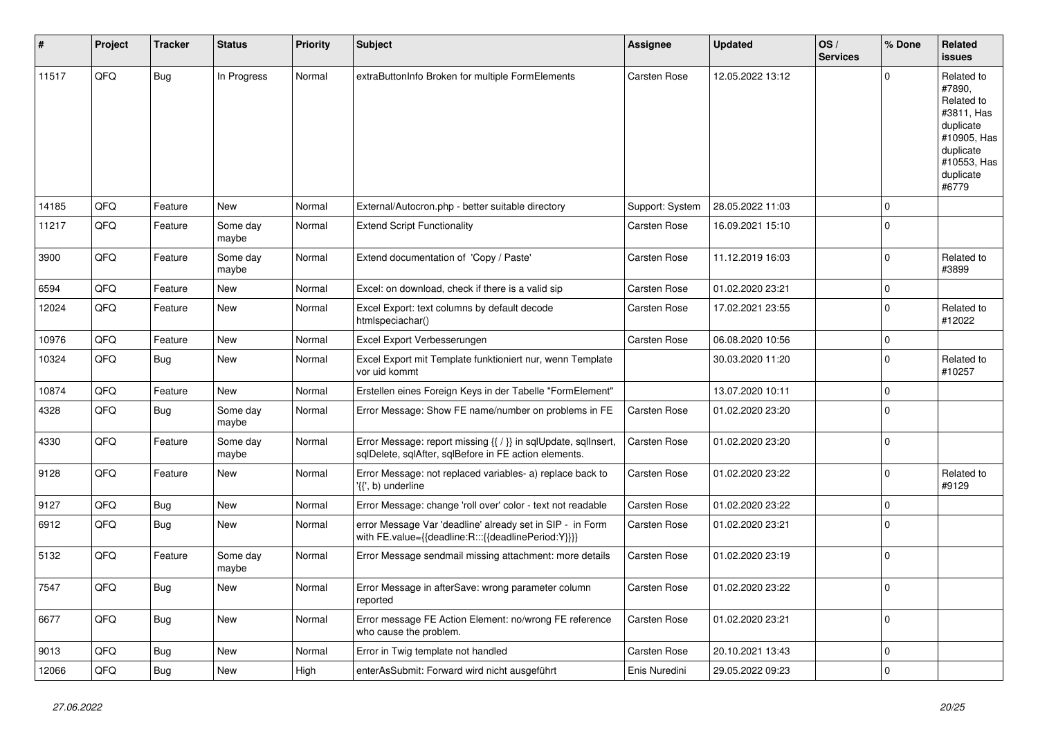| # | Project | Tracker | Status | Priority | Subject | Assignee | Updated | OS / Services | % Done | Related issues |
|---|---|---|---|---|---|---|---|---|---|---|
| 11517 | QFQ | Bug | In Progress | Normal | extraButtonInfo Broken for multiple FormElements | Carsten Rose | 12.05.2022 13:12 | | 0 | Related to #7890, Related to #3811, Has duplicate #10905, Has duplicate #10553, Has duplicate #6779 |
| 14185 | QFQ | Feature | New | Normal | External/Autocron.php - better suitable directory | Support: System | 28.05.2022 11:03 | | 0 | |
| 11217 | QFQ | Feature | Some day maybe | Normal | Extend Script Functionality | Carsten Rose | 16.09.2021 15:10 | | 0 | |
| 3900 | QFQ | Feature | Some day maybe | Normal | Extend documentation of 'Copy / Paste' | Carsten Rose | 11.12.2019 16:03 | | 0 | Related to #3899 |
| 6594 | QFQ | Feature | New | Normal | Excel: on download, check if there is a valid sip | Carsten Rose | 01.02.2020 23:21 | | 0 | |
| 12024 | QFQ | Feature | New | Normal | Excel Export: text columns by default decode htmlspeciachar() | Carsten Rose | 17.02.2021 23:55 | | 0 | Related to #12022 |
| 10976 | QFQ | Feature | New | Normal | Excel Export Verbesserungen | Carsten Rose | 06.08.2020 10:56 | | 0 | |
| 10324 | QFQ | Bug | New | Normal | Excel Export mit Template funktioniert nur, wenn Template vor uid kommt | | 30.03.2020 11:20 | | 0 | Related to #10257 |
| 10874 | QFQ | Feature | New | Normal | Erstellen eines Foreign Keys in der Tabelle "FormElement" | | 13.07.2020 10:11 | | 0 | |
| 4328 | QFQ | Bug | Some day maybe | Normal | Error Message: Show FE name/number on problems in FE | Carsten Rose | 01.02.2020 23:20 | | 0 | |
| 4330 | QFQ | Feature | Some day maybe | Normal | Error Message: report missing {{ / }} in sqlUpdate, sqlInsert, sqlDelete, sqlAfter, sqlBefore in FE action elements. | Carsten Rose | 01.02.2020 23:20 | | 0 | |
| 9128 | QFQ | Feature | New | Normal | Error Message: not replaced variables- a) replace back to '{{', b) underline | Carsten Rose | 01.02.2020 23:22 | | 0 | Related to #9129 |
| 9127 | QFQ | Bug | New | Normal | Error Message: change 'roll over' color - text not readable | Carsten Rose | 01.02.2020 23:22 | | 0 | |
| 6912 | QFQ | Bug | New | Normal | error Message Var 'deadline' already set in SIP - in Form with FE.value={{deadline:R:::{{deadlinePeriod:Y}}}} | Carsten Rose | 01.02.2020 23:21 | | 0 | |
| 5132 | QFQ | Feature | Some day maybe | Normal | Error Message sendmail missing attachment: more details | Carsten Rose | 01.02.2020 23:19 | | 0 | |
| 7547 | QFQ | Bug | New | Normal | Error Message in afterSave: wrong parameter column reported | Carsten Rose | 01.02.2020 23:22 | | 0 | |
| 6677 | QFQ | Bug | New | Normal | Error message FE Action Element: no/wrong FE reference who cause the problem. | Carsten Rose | 01.02.2020 23:21 | | 0 | |
| 9013 | QFQ | Bug | New | Normal | Error in Twig template not handled | Carsten Rose | 20.10.2021 13:43 | | 0 | |
| 12066 | QFQ | Bug | New | High | enterAsSubmit: Forward wird nicht ausgeführt | Enis Nuredini | 29.05.2022 09:23 | | 0 | |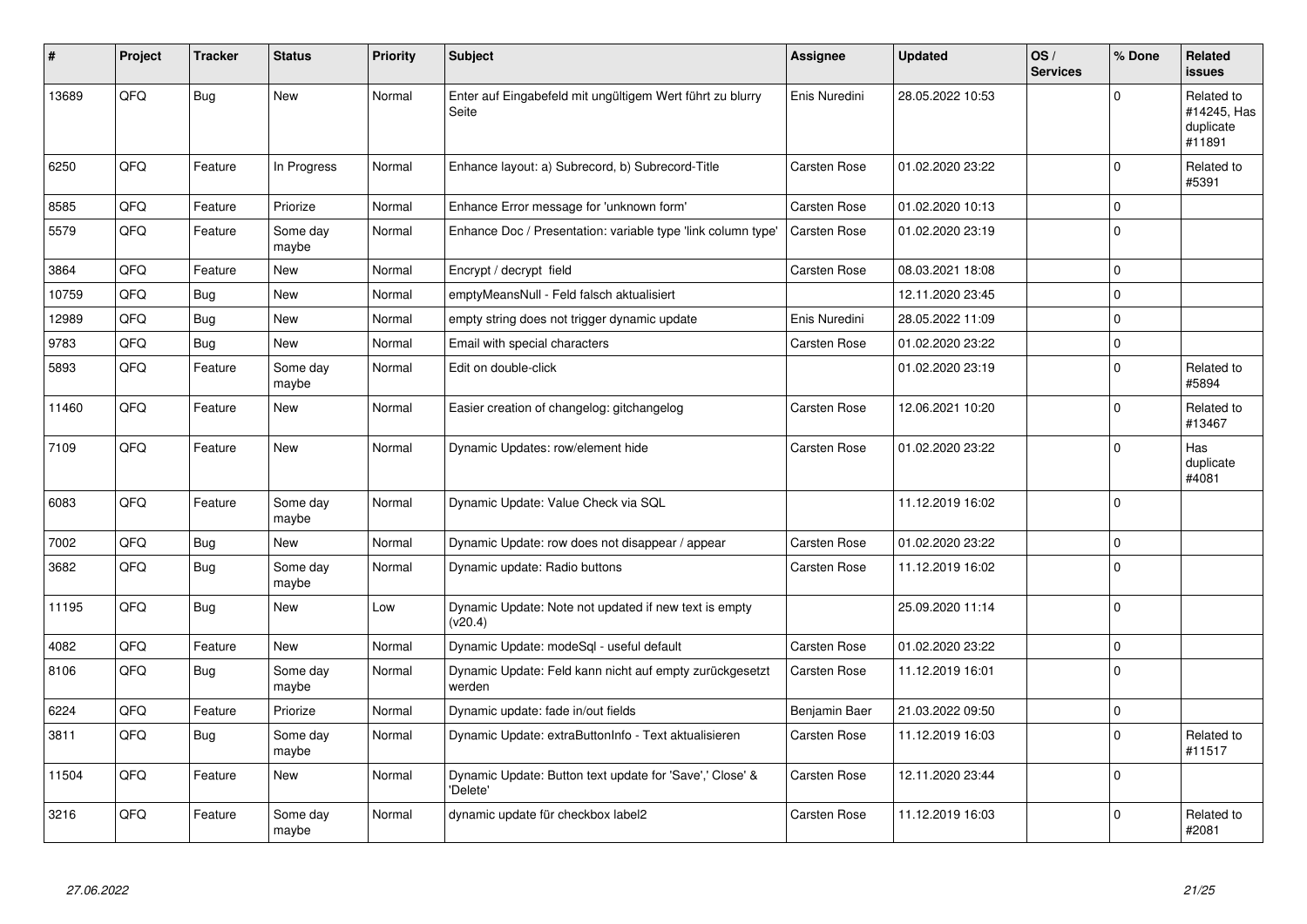| # | Project | Tracker | Status | Priority | Subject | Assignee | Updated | OS / Services | % Done | Related issues |
|---|---|---|---|---|---|---|---|---|---|---|
| 13689 | QFQ | Bug | New | Normal | Enter auf Eingabefeld mit ungültigem Wert führt zu blurry Seite | Enis Nuredini | 28.05.2022 10:53 | | 0 | Related to #14245, Has duplicate #11891 |
| 6250 | QFQ | Feature | In Progress | Normal | Enhance layout: a) Subrecord, b) Subrecord-Title | Carsten Rose | 01.02.2020 23:22 | | 0 | Related to #5391 |
| 8585 | QFQ | Feature | Priorize | Normal | Enhance Error message for 'unknown form' | Carsten Rose | 01.02.2020 10:13 | | 0 | |
| 5579 | QFQ | Feature | Some day maybe | Normal | Enhance Doc / Presentation: variable type 'link column type' | Carsten Rose | 01.02.2020 23:19 | | 0 | |
| 3864 | QFQ | Feature | New | Normal | Encrypt / decrypt field | Carsten Rose | 08.03.2021 18:08 | | 0 | |
| 10759 | QFQ | Bug | New | Normal | emptyMeansNull - Feld falsch aktualisiert | | 12.11.2020 23:45 | | 0 | |
| 12989 | QFQ | Bug | New | Normal | empty string does not trigger dynamic update | Enis Nuredini | 28.05.2022 11:09 | | 0 | |
| 9783 | QFQ | Bug | New | Normal | Email with special characters | Carsten Rose | 01.02.2020 23:22 | | 0 | |
| 5893 | QFQ | Feature | Some day maybe | Normal | Edit on double-click | | 01.02.2020 23:19 | | 0 | Related to #5894 |
| 11460 | QFQ | Feature | New | Normal | Easier creation of changelog: gitchangelog | Carsten Rose | 12.06.2021 10:20 | | 0 | Related to #13467 |
| 7109 | QFQ | Feature | New | Normal | Dynamic Updates: row/element hide | Carsten Rose | 01.02.2020 23:22 | | 0 | Has duplicate #4081 |
| 6083 | QFQ | Feature | Some day maybe | Normal | Dynamic Update: Value Check via SQL | | 11.12.2019 16:02 | | 0 | |
| 7002 | QFQ | Bug | New | Normal | Dynamic Update: row does not disappear / appear | Carsten Rose | 01.02.2020 23:22 | | 0 | |
| 3682 | QFQ | Bug | Some day maybe | Normal | Dynamic update: Radio buttons | Carsten Rose | 11.12.2019 16:02 | | 0 | |
| 11195 | QFQ | Bug | New | Low | Dynamic Update: Note not updated if new text is empty (v20.4) | | 25.09.2020 11:14 | | 0 | |
| 4082 | QFQ | Feature | New | Normal | Dynamic Update: modeSql - useful default | Carsten Rose | 01.02.2020 23:22 | | 0 | |
| 8106 | QFQ | Bug | Some day maybe | Normal | Dynamic Update: Feld kann nicht auf empty zurückgesetzt werden | Carsten Rose | 11.12.2019 16:01 | | 0 | |
| 6224 | QFQ | Feature | Priorize | Normal | Dynamic update: fade in/out fields | Benjamin Baer | 21.03.2022 09:50 | | 0 | |
| 3811 | QFQ | Bug | Some day maybe | Normal | Dynamic Update: extraButtonInfo - Text aktualisieren | Carsten Rose | 11.12.2019 16:03 | | 0 | Related to #11517 |
| 11504 | QFQ | Feature | New | Normal | Dynamic Update: Button text update for 'Save',' Close' & 'Delete' | Carsten Rose | 12.11.2020 23:44 | | 0 | |
| 3216 | QFQ | Feature | Some day maybe | Normal | dynamic update für checkbox label2 | Carsten Rose | 11.12.2019 16:03 | | 0 | Related to #2081 |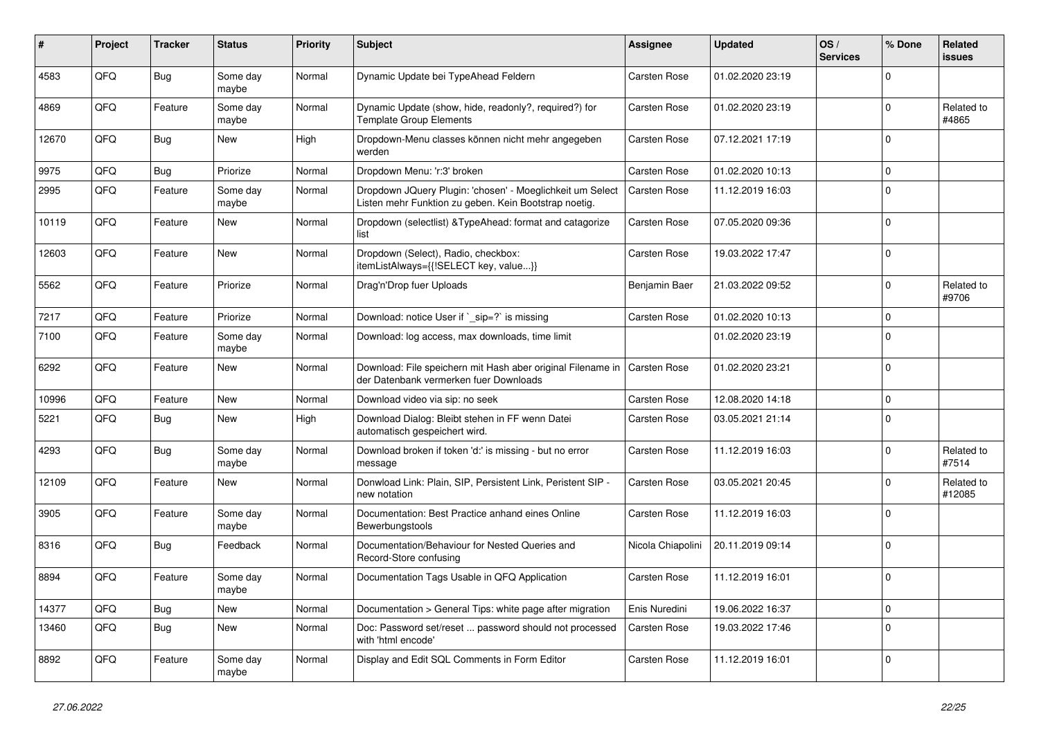| # | Project | Tracker | Status | Priority | Subject | Assignee | Updated | OS / Services | % Done | Related issues |
|---|---|---|---|---|---|---|---|---|---|---|
| 4583 | QFQ | Bug | Some day maybe | Normal | Dynamic Update bei TypeAhead Feldern | Carsten Rose | 01.02.2020 23:19 | | 0 | |
| 4869 | QFQ | Feature | Some day maybe | Normal | Dynamic Update (show, hide, readonly?, required?) for Template Group Elements | Carsten Rose | 01.02.2020 23:19 | | 0 | Related to #4865 |
| 12670 | QFQ | Bug | New | High | Dropdown-Menu classes können nicht mehr angegeben werden | Carsten Rose | 07.12.2021 17:19 | | 0 | |
| 9975 | QFQ | Bug | Priorize | Normal | Dropdown Menu: 'r:3' broken | Carsten Rose | 01.02.2020 10:13 | | 0 | |
| 2995 | QFQ | Feature | Some day maybe | Normal | Dropdown JQuery Plugin: 'chosen' - Moeglichkeit um Select Listen mehr Funktion zu geben. Kein Bootstrap noetig. | Carsten Rose | 11.12.2019 16:03 | | 0 | |
| 10119 | QFQ | Feature | New | Normal | Dropdown (selectlist) &TypeAhead: format and catagorize list | Carsten Rose | 07.05.2020 09:36 | | 0 | |
| 12603 | QFQ | Feature | New | Normal | Dropdown (Select), Radio, checkbox: itemListAlways={{!SELECT key, value...}} | Carsten Rose | 19.03.2022 17:47 | | 0 | |
| 5562 | QFQ | Feature | Priorize | Normal | Drag'n'Drop fuer Uploads | Benjamin Baer | 21.03.2022 09:52 | | 0 | Related to #9706 |
| 7217 | QFQ | Feature | Priorize | Normal | Download: notice User if `_sip=?` is missing | Carsten Rose | 01.02.2020 10:13 | | 0 | |
| 7100 | QFQ | Feature | Some day maybe | Normal | Download: log access, max downloads, time limit | | 01.02.2020 23:19 | | 0 | |
| 6292 | QFQ | Feature | New | Normal | Download: File speichern mit Hash aber original Filename in der Datenbank vermerken fuer Downloads | Carsten Rose | 01.02.2020 23:21 | | 0 | |
| 10996 | QFQ | Feature | New | Normal | Download video via sip: no seek | Carsten Rose | 12.08.2020 14:18 | | 0 | |
| 5221 | QFQ | Bug | New | High | Download Dialog: Bleibt stehen in FF wenn Datei automatisch gespeichert wird. | Carsten Rose | 03.05.2021 21:14 | | 0 | |
| 4293 | QFQ | Bug | Some day maybe | Normal | Download broken if token 'd:' is missing - but no error message | Carsten Rose | 11.12.2019 16:03 | | 0 | Related to #7514 |
| 12109 | QFQ | Feature | New | Normal | Donwload Link: Plain, SIP, Persistent Link, Peristent SIP - new notation | Carsten Rose | 03.05.2021 20:45 | | 0 | Related to #12085 |
| 3905 | QFQ | Feature | Some day maybe | Normal | Documentation: Best Practice anhand eines Online Bewerbungstools | Carsten Rose | 11.12.2019 16:03 | | 0 | |
| 8316 | QFQ | Bug | Feedback | Normal | Documentation/Behaviour for Nested Queries and Record-Store confusing | Nicola Chiapolini | 20.11.2019 09:14 | | 0 | |
| 8894 | QFQ | Feature | Some day maybe | Normal | Documentation Tags Usable in QFQ Application | Carsten Rose | 11.12.2019 16:01 | | 0 | |
| 14377 | QFQ | Bug | New | Normal | Documentation > General Tips: white page after migration | Enis Nuredini | 19.06.2022 16:37 | | 0 | |
| 13460 | QFQ | Bug | New | Normal | Doc: Password set/reset ... password should not processed with 'html encode' | Carsten Rose | 19.03.2022 17:46 | | 0 | |
| 8892 | QFQ | Feature | Some day maybe | Normal | Display and Edit SQL Comments in Form Editor | Carsten Rose | 11.12.2019 16:01 | | 0 | |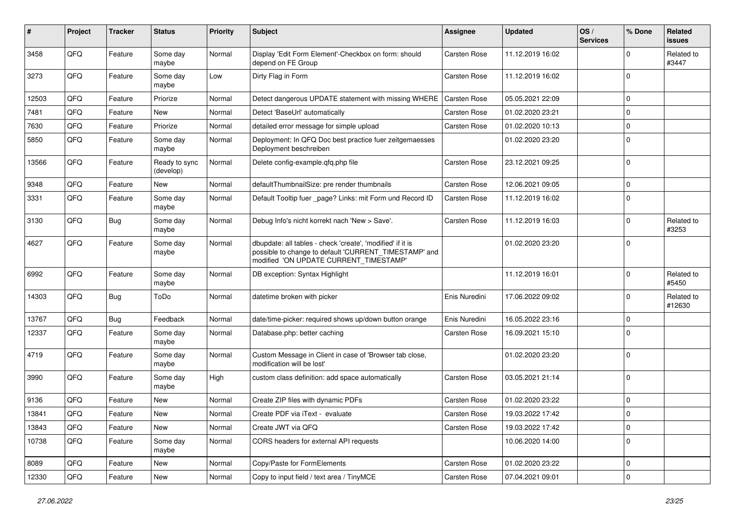| # | Project | Tracker | Status | Priority | Subject | Assignee | Updated | OS / Services | % Done | Related issues |
|---|---|---|---|---|---|---|---|---|---|---|
| 3458 | QFQ | Feature | Some day maybe | Normal | Display 'Edit Form Element'-Checkbox on form: should depend on FE Group | Carsten Rose | 11.12.2019 16:02 | | 0 | Related to #3447 |
| 3273 | QFQ | Feature | Some day maybe | Low | Dirty Flag in Form | Carsten Rose | 11.12.2019 16:02 | | 0 | |
| 12503 | QFQ | Feature | Priorize | Normal | Detect dangerous UPDATE statement with missing WHERE | Carsten Rose | 05.05.2021 22:09 | | 0 | |
| 7481 | QFQ | Feature | New | Normal | Detect 'BaseUrl' automatically | Carsten Rose | 01.02.2020 23:21 | | 0 | |
| 7630 | QFQ | Feature | Priorize | Normal | detailed error message for simple upload | Carsten Rose | 01.02.2020 10:13 | | 0 | |
| 5850 | QFQ | Feature | Some day maybe | Normal | Deployment: In QFQ Doc best practice fuer zeitgemaesses Deployment beschreiben | | 01.02.2020 23:20 | | 0 | |
| 13566 | QFQ | Feature | Ready to sync (develop) | Normal | Delete config-example.qfq.php file | Carsten Rose | 23.12.2021 09:25 | | 0 | |
| 9348 | QFQ | Feature | New | Normal | defaultThumbnailSize: pre render thumbnails | Carsten Rose | 12.06.2021 09:05 | | 0 | |
| 3331 | QFQ | Feature | Some day maybe | Normal | Default Tooltip fuer _page? Links: mit Form und Record ID | Carsten Rose | 11.12.2019 16:02 | | 0 | |
| 3130 | QFQ | Bug | Some day maybe | Normal | Debug Info's nicht korrekt nach 'New > Save'. | Carsten Rose | 11.12.2019 16:03 | | 0 | Related to #3253 |
| 4627 | QFQ | Feature | Some day maybe | Normal | dbupdate: all tables - check 'create', 'modified' if it is possible to change to default 'CURRENT_TIMESTAMP' and modified 'ON UPDATE CURRENT_TIMESTAMP' | | 01.02.2020 23:20 | | 0 | |
| 6992 | QFQ | Feature | Some day maybe | Normal | DB exception: Syntax Highlight | | 11.12.2019 16:01 | | 0 | Related to #5450 |
| 14303 | QFQ | Bug | ToDo | Normal | datetime broken with picker | Enis Nuredini | 17.06.2022 09:02 | | 0 | Related to #12630 |
| 13767 | QFQ | Bug | Feedback | Normal | date/time-picker: required shows up/down button orange | Enis Nuredini | 16.05.2022 23:16 | | 0 | |
| 12337 | QFQ | Feature | Some day maybe | Normal | Database.php: better caching | Carsten Rose | 16.09.2021 15:10 | | 0 | |
| 4719 | QFQ | Feature | Some day maybe | Normal | Custom Message in Client in case of 'Browser tab close, modification will be lost' | | 01.02.2020 23:20 | | 0 | |
| 3990 | QFQ | Feature | Some day maybe | High | custom class definition: add space automatically | Carsten Rose | 03.05.2021 21:14 | | 0 | |
| 9136 | QFQ | Feature | New | Normal | Create ZIP files with dynamic PDFs | Carsten Rose | 01.02.2020 23:22 | | 0 | |
| 13841 | QFQ | Feature | New | Normal | Create PDF via iText - evaluate | Carsten Rose | 19.03.2022 17:42 | | 0 | |
| 13843 | QFQ | Feature | New | Normal | Create JWT via QFQ | Carsten Rose | 19.03.2022 17:42 | | 0 | |
| 10738 | QFQ | Feature | Some day maybe | Normal | CORS headers for external API requests | | 10.06.2020 14:00 | | 0 | |
| 8089 | QFQ | Feature | New | Normal | Copy/Paste for FormElements | Carsten Rose | 01.02.2020 23:22 | | 0 | |
| 12330 | QFQ | Feature | New | Normal | Copy to input field / text area / TinyMCE | Carsten Rose | 07.04.2021 09:01 | | 0 | |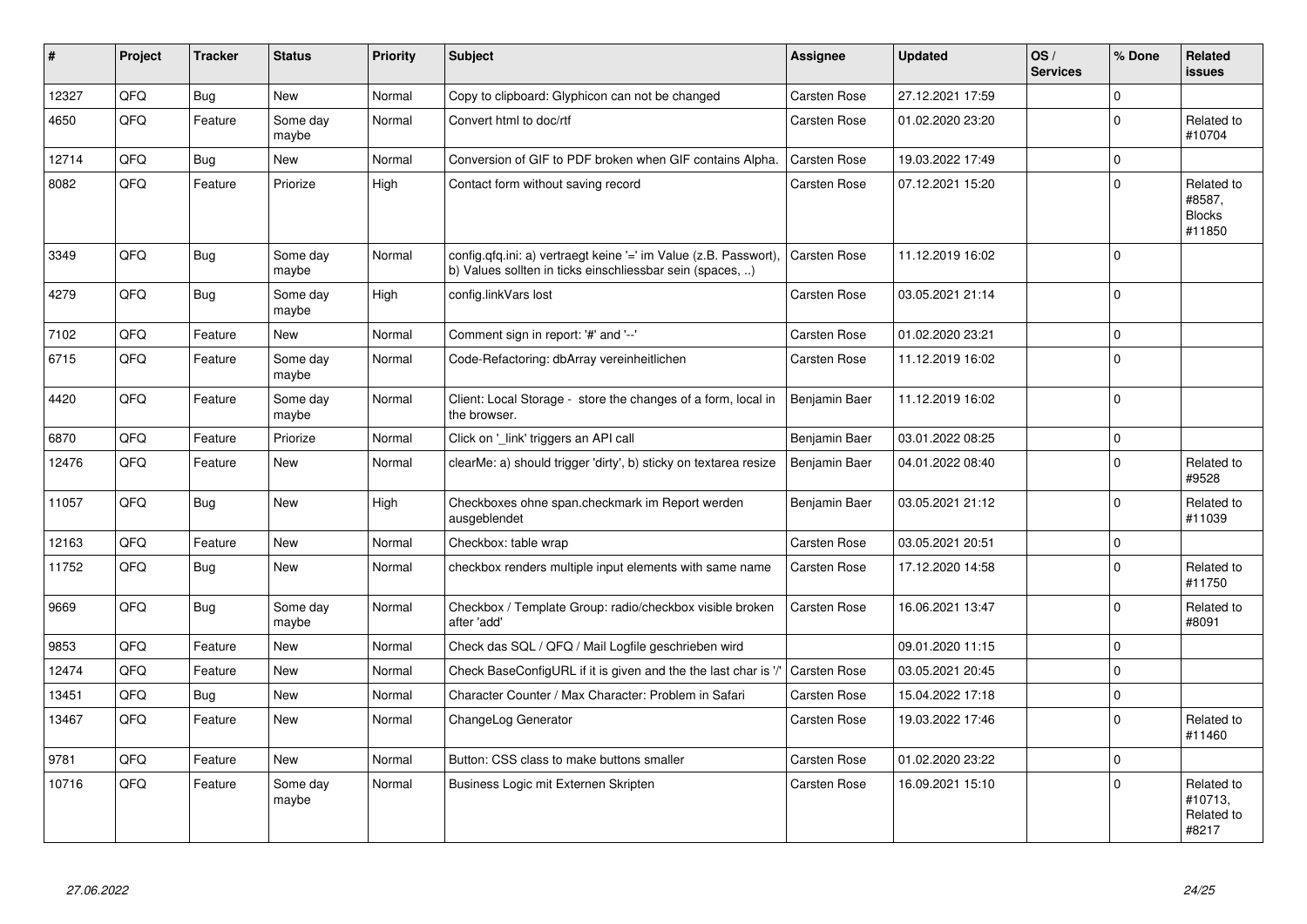| # | Project | Tracker | Status | Priority | Subject | Assignee | Updated | OS / Services | % Done | Related issues |
|---|---|---|---|---|---|---|---|---|---|---|
| 12327 | QFQ | Bug | New | Normal | Copy to clipboard: Glyphicon can not be changed | Carsten Rose | 27.12.2021 17:59 | | 0 | |
| 4650 | QFQ | Feature | Some day maybe | Normal | Convert html to doc/rtf | Carsten Rose | 01.02.2020 23:20 | | 0 | Related to #10704 |
| 12714 | QFQ | Bug | New | Normal | Conversion of GIF to PDF broken when GIF contains Alpha. | Carsten Rose | 19.03.2022 17:49 | | 0 | |
| 8082 | QFQ | Feature | Priorize | High | Contact form without saving record | Carsten Rose | 07.12.2021 15:20 | | 0 | Related to #8587, Blocks #11850 |
| 3349 | QFQ | Bug | Some day maybe | Normal | config.qfq.ini: a) vertraegt keine '=' im Value (z.B. Passwort), b) Values sollten in ticks einschliessbar sein (spaces, ..) | Carsten Rose | 11.12.2019 16:02 | | 0 | |
| 4279 | QFQ | Bug | Some day maybe | High | config.linkVars lost | Carsten Rose | 03.05.2021 21:14 | | 0 | |
| 7102 | QFQ | Feature | New | Normal | Comment sign in report: '#' and '--' | Carsten Rose | 01.02.2020 23:21 | | 0 | |
| 6715 | QFQ | Feature | Some day maybe | Normal | Code-Refactoring: dbArray vereinheitlichen | Carsten Rose | 11.12.2019 16:02 | | 0 | |
| 4420 | QFQ | Feature | Some day maybe | Normal | Client: Local Storage - store the changes of a form, local in the browser. | Benjamin Baer | 11.12.2019 16:02 | | 0 | |
| 6870 | QFQ | Feature | Priorize | Normal | Click on '_link' triggers an API call | Benjamin Baer | 03.01.2022 08:25 | | 0 | |
| 12476 | QFQ | Feature | New | Normal | clearMe: a) should trigger 'dirty', b) sticky on textarea resize | Benjamin Baer | 04.01.2022 08:40 | | 0 | Related to #9528 |
| 11057 | QFQ | Bug | New | High | Checkboxes ohne span.checkmark im Report werden ausgeblendet | Benjamin Baer | 03.05.2021 21:12 | | 0 | Related to #11039 |
| 12163 | QFQ | Feature | New | Normal | Checkbox: table wrap | Carsten Rose | 03.05.2021 20:51 | | 0 | |
| 11752 | QFQ | Bug | New | Normal | checkbox renders multiple input elements with same name | Carsten Rose | 17.12.2020 14:58 | | 0 | Related to #11750 |
| 9669 | QFQ | Bug | Some day maybe | Normal | Checkbox / Template Group: radio/checkbox visible broken after 'add' | Carsten Rose | 16.06.2021 13:47 | | 0 | Related to #8091 |
| 9853 | QFQ | Feature | New | Normal | Check das SQL / QFQ / Mail Logfile geschrieben wird | | 09.01.2020 11:15 | | 0 | |
| 12474 | QFQ | Feature | New | Normal | Check BaseConfigURL if it is given and the the last char is '/' | Carsten Rose | 03.05.2021 20:45 | | 0 | |
| 13451 | QFQ | Bug | New | Normal | Character Counter / Max Character: Problem in Safari | Carsten Rose | 15.04.2022 17:18 | | 0 | |
| 13467 | QFQ | Feature | New | Normal | ChangeLog Generator | Carsten Rose | 19.03.2022 17:46 | | 0 | Related to #11460 |
| 9781 | QFQ | Feature | New | Normal | Button: CSS class to make buttons smaller | Carsten Rose | 01.02.2020 23:22 | | 0 | |
| 10716 | QFQ | Feature | Some day maybe | Normal | Business Logic mit Externen Skripten | Carsten Rose | 16.09.2021 15:10 | | 0 | Related to #10713, Related to #8217 |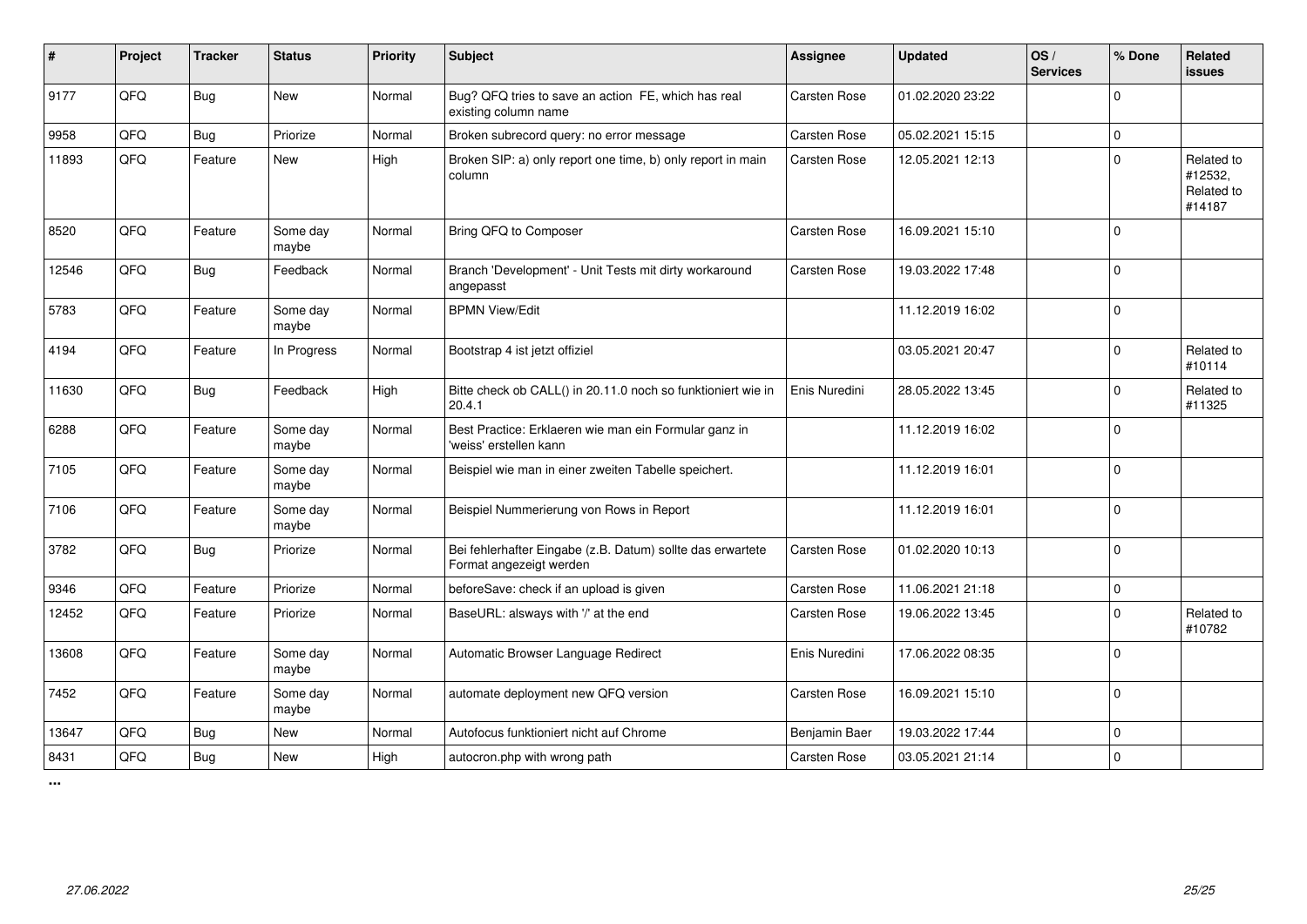| # | Project | Tracker | Status | Priority | Subject | Assignee | Updated | OS / Services | % Done | Related issues |
|---|---|---|---|---|---|---|---|---|---|---|
| 9177 | QFQ | Bug | New | Normal | Bug? QFQ tries to save an action FE, which has real existing column name | Carsten Rose | 01.02.2020 23:22 | | 0 | |
| 9958 | QFQ | Bug | Priorize | Normal | Broken subrecord query: no error message | Carsten Rose | 05.02.2021 15:15 | | 0 | |
| 11893 | QFQ | Feature | New | High | Broken SIP: a) only report one time, b) only report in main column | Carsten Rose | 12.05.2021 12:13 | | 0 | Related to #12532, Related to #14187 |
| 8520 | QFQ | Feature | Some day maybe | Normal | Bring QFQ to Composer | Carsten Rose | 16.09.2021 15:10 | | 0 | |
| 12546 | QFQ | Bug | Feedback | Normal | Branch 'Development' - Unit Tests mit dirty workaround angepasst | Carsten Rose | 19.03.2022 17:48 | | 0 | |
| 5783 | QFQ | Feature | Some day maybe | Normal | BPMN View/Edit | | 11.12.2019 16:02 | | 0 | |
| 4194 | QFQ | Feature | In Progress | Normal | Bootstrap 4 ist jetzt offiziel | | 03.05.2021 20:47 | | 0 | Related to #10114 |
| 11630 | QFQ | Bug | Feedback | High | Bitte check ob CALL() in 20.11.0 noch so funktioniert wie in 20.4.1 | Enis Nuredini | 28.05.2022 13:45 | | 0 | Related to #11325 |
| 6288 | QFQ | Feature | Some day maybe | Normal | Best Practice: Erklaeren wie man ein Formular ganz in 'weiss' erstellen kann | | 11.12.2019 16:02 | | 0 | |
| 7105 | QFQ | Feature | Some day maybe | Normal | Beispiel wie man in einer zweiten Tabelle speichert. | | 11.12.2019 16:01 | | 0 | |
| 7106 | QFQ | Feature | Some day maybe | Normal | Beispiel Nummerierung von Rows in Report | | 11.12.2019 16:01 | | 0 | |
| 3782 | QFQ | Bug | Priorize | Normal | Bei fehlerhafter Eingabe (z.B. Datum) sollte das erwartete Format angezeigt werden | Carsten Rose | 01.02.2020 10:13 | | 0 | |
| 9346 | QFQ | Feature | Priorize | Normal | beforeSave: check if an upload is given | Carsten Rose | 11.06.2021 21:18 | | 0 | |
| 12452 | QFQ | Feature | Priorize | Normal | BaseURL: alsways with '/' at the end | Carsten Rose | 19.06.2022 13:45 | | 0 | Related to #10782 |
| 13608 | QFQ | Feature | Some day maybe | Normal | Automatic Browser Language Redirect | Enis Nuredini | 17.06.2022 08:35 | | 0 | |
| 7452 | QFQ | Feature | Some day maybe | Normal | automate deployment new QFQ version | Carsten Rose | 16.09.2021 15:10 | | 0 | |
| 13647 | QFQ | Bug | New | Normal | Autofocus funktioniert nicht auf Chrome | Benjamin Baer | 19.03.2022 17:44 | | 0 | |
| 8431 | QFQ | Bug | New | High | autocron.php with wrong path | Carsten Rose | 03.05.2021 21:14 | | 0 | |

...